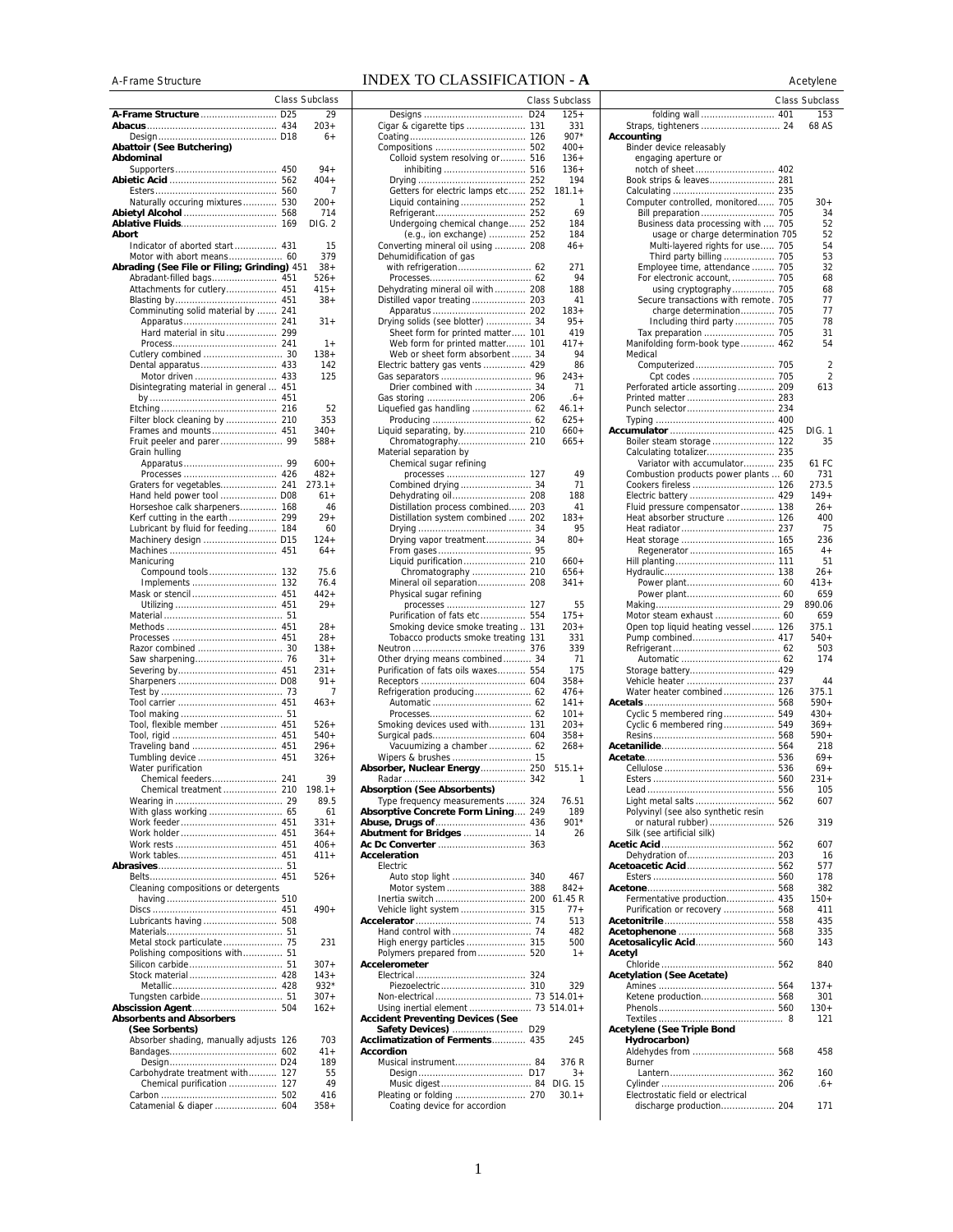# INDEX TO CLASSIFICATION - A

| | Class | Subclass |
|---|---|---|
| **A-Frame Structure** | D25 | 29 |
| **Abacus** | 434 | 203+ |
| Design | D18 | 6+ |
| **Abattoir (See Butchering)** | | |
| **Abdominal** | | |
| Supporters | 450 | 94+ |
| **Abietic Acid** | 562 | 404+ |
| Esters | 560 | 7 |
| Naturally occuring mixtures | 530 | 200+ |
| **Abietyl Alcohol** | 568 | 714 |
| **Ablative Fluids** | 169 | DIG. 2 |
| **Abort** | | |
| Indicator of aborted start | 431 | 15 |
| Motor with abort means | 60 | 379 |
| **Abrading (See File or Filing; Grinding)** | 451 | 38+ |
| Abradant-filled bags | 451 | 526+ |
| Attachments for cutlery | 451 | 415+ |
| Blasting by | 451 | 38+ |
| Comminuting solid material by | 241 | |
| Apparatus | 241 | 31+ |
| Hard material in situ | 299 | |
| Process | 241 | 1+ |
| Cutlery combined | 30 | 138+ |
| Dental apparatus | 433 | 142 |
| Motor driven | 433 | 125 |
| Disintegrating material in general by | 451 | |
| Etching | 216 | 52 |
| Filter block cleaning by | 210 | 353 |
| Frames and mounts | 451 | 340+ |
| Fruit peeler and parer | 99 | 588+ |
| Grain hulling | | |
| Apparatus | 99 | 600+ |
| Processes | 426 | 482+ |
| Graters for vegetables | 241 | 273.1+ |
| Hand held power tool | D08 | 61+ |
| Horseshoe calk sharpeners | 168 | 46 |
| Kerf cutting in the earth | 299 | 29+ |
| Lubricant by fluid for feeding | 184 | 60 |
| Machinery design | D15 | 124+ |
| Machines | 451 | 64+ |
| Manicuring | | |
| Compound tools | 132 | 75.6 |
| Implements | 132 | 76.4 |
| Mask or stencil | 451 | 442+ |
| Utilizing | 451 | 29+ |
| Material | 51 | |
| Methods | 451 | 28+ |
| Processes | 451 | 28+ |
| Razor combined | 30 | 138+ |
| Saw sharpening | 76 | 31+ |
| Severing by | 451 | 231+ |
| Sharpeners | D08 | 91+ |
| Test by | 73 | 7 |
| Tool carrier | 451 | 463+ |
| Tool making | 51 | |
| Tool, flexible member | 451 | 526+ |
| Tool, rigid | 451 | 540+ |
| Traveling band | 451 | 296+ |
| Tumbling device | 451 | 326+ |
| Water purification | | |
| Chemical feeders | 241 | 39 |
| Chemical treatment | 210 | 198.1+ |
| Wearing in | 29 | 89.5 |
| With glass working | 65 | 61 |
| Work feeder | 451 | 331+ |
| Work holder | 451 | 364+ |
| Work rests | 451 | 406+ |
| Work tables | 451 | 411+ |
| **Abrasives** | 51 | |
| Belts | 451 | 526+ |
| Cleaning compositions or detergents having | 510 | |
| Discs | 451 | 490+ |
| Lubricants having | 508 | |
| Materials | 51 | |
| Metal stock particulate | 75 | 231 |
| Polishing compositions with | 51 | |
| Silicon carbide | 51 | 307+ |
| Stock material | 428 | 143+ |
| Metallic | 428 | 932* |
| Tungsten carbide | 51 | 307+ |
| **Abscission Agent** | 504 | 162+ |
| **Absorbents and Absorbers (See Sorbents)** | | |
| Absorber shading, manually adjusts | 126 | 703 |
| Bandages | 602 | 41+ |
| Design | D24 | 189 |
| Carbohydrate treatment with | 127 | 55 |
| Chemical purification | 127 | 49 |
| Carbon | 502 | 416 |
| Catamenial & diaper | 604 | 358+ |
| Designs | D24 | 125+ |
| Cigar & cigarette tips | 131 | 331 |
| Coating | 126 | 907* |
| Compositions | 502 | 400+ |
| Colloid system resolving or | 516 | 136+ |
| inhibiting | 516 | 136+ |
| Drying | 252 | 194 |
| Getters for electric lamps etc | 252 | 181.1+ |
| Liquid containing | 252 | 1 |
| Refrigerant | 252 | 69 |
| Undergoing chemical change (e.g., ion exchange) | 252 | 184 |
| Converting mineral oil using | 208 | 46+ |
| Dehumidification of gas | | |
| with refrigeration | 62 | 271 |
| Processes | 62 | 94 |
| Dehydrating mineral oil with | 208 | 188 |
| Distilled vapor treating | 203 | 41 |
| Apparatus | 202 | 183+ |
| Drying solids (see blotter) | 34 | 95+ |
| Sheet form for printed matter | 101 | 419 |
| Web form for printed matter | 101 | 417+ |
| Web or sheet form absorbent | 34 | 94 |
| Electric battery gas vents | 429 | 86 |
| Gas separators | 96 | 243+ |
| Drier combined with | 34 | 71 |
| Gas storing | 206 | .6+ |
| Liquefied gas handling | 62 | 46.1+ |
| Producing | 62 | 625+ |
| Liquid separating, by | 210 | 660+ |
| Chromatography | 210 | 665+ |
| Material separation by | | |
| Chemical sugar refining processes | 127 | 49 |
| Combined drying | 34 | 71 |
| Dehydrating oil | 208 | 188 |
| Distillation process combined | 203 | 41 |
| Distillation system combined | 202 | 183+ |
| Drying | 34 | 95 |
| Drying vapor treatment | 34 | 80+ |
| From gases | 95 | |
| Liquid purification | 210 | 660+ |
| Chromatography | 210 | 656+ |
| Mineral oil separation | 208 | 341+ |
| Physical sugar refining processes | 127 | 55 |
| Purification of fats etc | 554 | 175+ |
| Smoking device smoke treating | 131 | 203+ |
| Tobacco products smoke treating | 131 | 331 |
| Neutron | 376 | 339 |
| Other drying means combined | 34 | 71 |
| Purification of fats oils waxes | 554 | 175 |
| Receptors | 604 | 358+ |
| Refrigeration producing | 62 | 476+ |
| Automatic | 62 | 141+ |
| Processes | 62 | 101+ |
| Smoking devices used with | 131 | 203+ |
| Surgical pads | 604 | 358+ |
| Vacuumizing a chamber | 62 | 268+ |
| Wipers & brushes | 15 | |
| **Absorber, Nuclear Energy** | 250 | 515.1+ |
| Radar | 342 | 1 |
| **Absorption (See Absorbents)** | | |
| Type frequency measurements | 324 | 76.51 |
| **Absorptive Concrete Form Lining** | 249 | 189 |
| **Abuse, Drugs of** | 436 | 901* |
| **Abutment for Bridges** | 14 | 26 |
| **Ac Dc Converter** | 363 | |
| **Acceleration** | | |
| Electric | | |
| Auto stop light | 340 | 467 |
| Motor system | 388 | 842+ |
| Inertia switch | 200 | 61.45 R |
| Vehicle light system | 315 | 77+ |
| **Accelerator** | 74 | 513 |
| Hand control with | 74 | 482 |
| High energy particles | 315 | 500 |
| Polymers prepared from | 520 | 1+ |
| **Accelerometer** | | |
| Electrical | 324 | |
| Piezoelectric | 310 | 329 |
| Non-electrical | 73 | 514.01+ |
| Using inertial element | 73 | 514.01+ |
| **Accident Preventing Devices (See Safety Devices)** | D29 | |
| **Acclimatization of Ferments** | 435 | 245 |
| **Accordion** | | |
| Musical instrument | 84 | 376 R |
| Design | D17 | 3+ |
| Music digest | 84 | DIG. 15 |
| Pleating or folding | 270 | 30.1+ |
| Coating device for accordion folding wall | 401 | 153 |
| Straps, tighteners | 24 | 68 AS |
| **Accounting** | | |
| Binder device releasably engaging aperture or notch of sheet | 402 | |
| Book strips & leaves | 281 | |
| Calculating | 235 | |
| Computer controlled, monitored | 705 | 30+ |
| Bill preparation | 705 | 34 |
| Business data processing with usage or charge determination | 705 | 52 |
| Multi-layered rights for use | 705 | 54 |
| Third party billing | 705 | 53 |
| Employee time, attendance | 705 | 32 |
| For electronic account, using cryptography | 705 | 68 |
| Secure transactions with remote charge determination | 705 | 77 |
| Including third party | 705 | 78 |
| Tax preparation | 705 | 31 |
| Manifolding form-book type | 462 | 54 |
| Medical | | |
| Computerized | 705 | 2 |
| Cpt codes | 705 | 2 |
| Perforated article assorting | 209 | 613 |
| Printed matter | 283 | |
| Punch selector | 234 | |
| Typing | 400 | |
| **Accumulator** | 425 | DIG. 1 |
| Boiler steam storage | 122 | 35 |
| Calculating totalizer | 235 | |
| Variator with accumulator | 235 | 61 FC |
| Combustion products power plants | 60 | 731 |
| Cookers fireless | 126 | 273.5 |
| Electric battery | 429 | 149+ |
| Fluid pressure compensator | 138 | 26+ |
| Heat absorber structure | 126 | 400 |
| Heat radiator | 237 | 75 |
| Heat storage | 165 | 236 |
| Regenerator | 165 | 4+ |
| Hill planting | 111 | 51 |
| Hydraulic | 138 | 26+ |
| Power plant | 60 | 413+ |
| Power plant | 60 | 659 |
| Making | 29 | 890.06 |
| Motor steam exhaust | 60 | 659 |
| Open top liquid heating vessel | 126 | 375.1 |
| Pump combined | 417 | 540+ |
| Refrigerant | 62 | 503 |
| Automatic | 62 | 174 |
| Storage battery | 429 | |
| Vehicle heater | 237 | 44 |
| Water heater combined | 126 | 375.1 |
| **Acetals** | 568 | 590+ |
| Cyclic 5 membered ring | 549 | 430+ |
| Cyclic 6 membered ring | 549 | 369+ |
| Resins | 568 | 590+ |
| **Acetanilide** | 564 | 218 |
| **Acetate** | 536 | 69+ |
| Cellulose | 536 | 69+ |
| Esters | 560 | 231+ |
| Lead | 556 | 105 |
| Light metal salts | 562 | 607 |
| Polyvinyl (see also synthetic resin or natural rubber) | 526 | 319 |
| Silk (see artificial silk) | | |
| **Acetic Acid** | 562 | 607 |
| Dehydration of | 203 | 16 |
| **Acetoacetic Acid** | 562 | 577 |
| Esters | 560 | 178 |
| **Acetone** | 568 | 382 |
| Fermentative production | 435 | 150+ |
| Purification or recovery | 568 | 411 |
| **Acetonitrile** | 558 | 435 |
| **Acetophenone** | 568 | 335 |
| **Acetosalicylic Acid** | 560 | 143 |
| **Acetyl** | | |
| Chloride | 562 | 840 |
| **Acetylation (See Acetate)** | | |
| Amines | 564 | 137+ |
| Ketene production | 568 | 301 |
| Phenols | 560 | 130+ |
| Textiles | 8 | 121 |
| **Acetylene (See Triple Bond Hydrocarbon)** | | |
| Aldehydes from | 568 | 458 |
| Burner | | |
| Lantern | 362 | 160 |
| Cylinder | 206 | .6+ |
| Electrostatic field or electrical discharge production | 204 | 171 |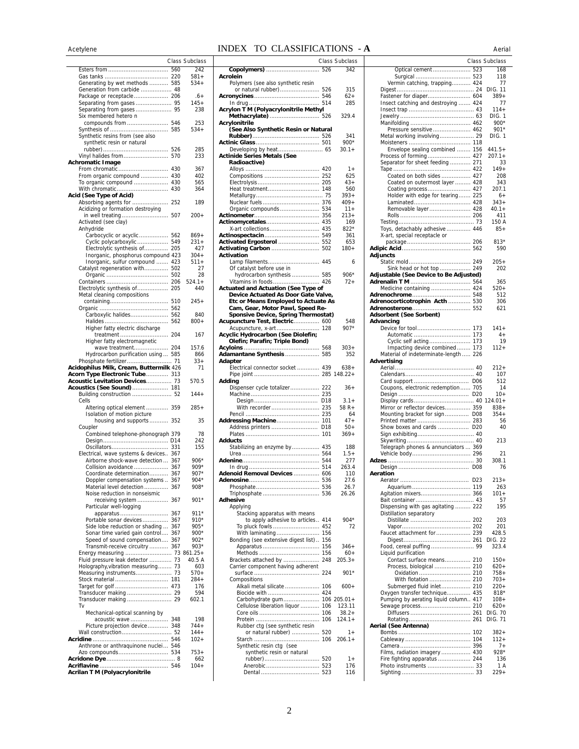# INDEX TO CLASSIFICATIONS - A

| | Class | Subclass |
|---|---|---|
| Esters from | 560 | 242 |
| Gas tanks | 220 | 581+ |
| Generating by wet methods | 585 | 534+ |
| Generation from carbide | 48 | |
| Package or receptacle | 206 | .6+ |
| Separating from gases | 95 | 145+ |
| Separating from gases | 95 | 238 |
| Six membered hetero n compounds from | 546 | 253 |
| Synthesis of | 585 | 534+ |
| Synthetic resins from (see also synthetic resin or natural rubber) | 526 | 285 |
| Vinyl halides from | 570 | 233 |
| **Achromatic Image** | | |
| From chromatic | 430 | 367 |
| From organic compound | 430 | 402 |
| To organic compound | 430 | 565 |
| With chromatic | 430 | 364 |
| **Acid (See Type of Acid)** | | |
| Absorbing agents for | 252 | 189 |
| Acidizing or formation destroying in well treating | 507 | 200+ |
| Activated (see clay) | | |
| Anhydride | | |
| Carbocyclic or acyclic | 562 | 869+ |
| Cyclic polycarboxylic | 549 | 231+ |
| Electrolytic synthesis of | 205 | 427 |
| Inorganic, phosphorus compound | 423 | 304+ |
| Inorganic, sulfur compound | 423 | 511+ |
| Catalyst regeneration with | 502 | 27 |
| Organic | 502 | 28 |
| Containers | 206 | 524.1+ |
| Electrolytic synthesis of | 205 | 440 |
| Metal cleaning compositions containing | 510 | 245+ |
| Organic | 562 | |
| Carboxylic halides | 562 | 840 |
| Halides | 562 | 800+ |
| Higher fatty electric discharge treatment | 204 | 167 |
| Higher fatty electromagnetic wave treatment | 204 | 157.6 |
| Hydrocarbon purification using | 585 | 866 |
| Phosphate fertilizer | 71 | 33+ |
| **Acidophilus Milk, Cream, Buttermilk** | 426 | 71 |
| **Acorn Type Electronic Tube** | 313 | |
| **Acoustic Levitation Devices** | 73 | 570.5 |
| **Acoustics (See Sound)** | 181 | |
| Building construction | 52 | 144+ |
| Cells | | |
| Altering optical element | 359 | 285+ |
| Isolation of motion picture housing and supports | 352 | 35 |
| Coupler | | |
| Combined telephone-phonograph | 379 | 78 |
| Design | D14 | 242 |
| Oscillators | 331 | 155 |
| Electrical, wave systems & devices | 367 | |
| Airborne shock-wave detection | 367 | 906* |
| Collision avoidance | 367 | 909* |
| Coordinate determination | 367 | 907* |
| Doppler compensation systems | 367 | 904* |
| Material level detection | 367 | 908* |
| Noise reduction in nonseismic receiving system | 367 | 901* |
| Particular well-logging apparatus | 367 | 911* |
| Portable sonar devices | 367 | 910* |
| Side lobe reduction or shading | 367 | 905* |
| Sonar time varied gain control | 367 | 900* |
| Speed of sound compensation | 367 | 902* |
| Transmit-receive circuitry | 367 | 903* |
| Energy measuring | 73 | 861.25+ |
| Fluid pressure leak detector | 73 | 40.5 A |
| Holography,vibration measuring | 73 | 603 |
| Measuring instruments | 73 | 570+ |
| Stock material | 181 | 284+ |
| Target for golf | 473 | 176 |
| Transducer making | 29 | 594 |
| Transducer making | 29 | 602.1 |
| Tv | | |
| Mechanical-optical scanning by acoustic wave | 348 | 198 |
| Picture projection device | 348 | 744+ |
| Wall construction | 52 | 144+ |
| **Acridine** | 546 | 102+ |
| Anthrone or anthraquinone nuclei | 546 | |
| Azo compounds | 534 | 753+ |
| **Acridone Dye** | 8 | 662 |
| **Acriflavine** | 546 | 104+ |
| **Acrilan T M (Polyacrylonitrile Copolymers)** | 526 | 342 |
| **Acrolein** | | |
| Polymers (see also synthetic resin or natural rubber) | 526 | 315 |
| **Acronycines** | 546 | 62+ |
| In drug | 514 | 285 |
| **Acrylon T M (Polyacrylonitrile Methyl Methacrylate)** | 526 | 329.4 |
| **Acrylonitrile (See Also Synthetic Resin or Natural Rubber)** | 526 | 341 |
| **Actinic Glass** | 501 | 900* |
| Developing by heat | 65 | 30.1+ |
| **Actinide Series Metals (See Radioactive)** | | |
| Alloys | 420 | 1+ |
| Compositions | 252 | 625 |
| Electrolysis | 205 | 43+ |
| Heat treatment | 148 | 560 |
| Metallurgy | 75 | 393+ |
| Nuclear fuels | 376 | 409+ |
| Organic compounds | 534 | 11+ |
| **Actinometer** | 356 | 213+ |
| **Actinomycetales** | 435 | 169 |
| X-art collections | 435 | 822* |
| **Actinospectacin** | 549 | 361 |
| **Activated Ergosterol** | 552 | 653 |
| **Activating Carbon** | 502 | 180+ |
| **Activation** | | |
| Lamp filaments | 445 | 6 |
| Of catalyst before use in hydrocarbon synthesis | 585 | 906* |
| Vitamins in foods | 426 | 72+ |
| **Actuated and Actuation (See Type of Device Actuated As Door Gate Valve, Etc or Means Employed to Actuate As Cam, Gear, Motor Pawl, Speed Re-Sponsive Device, Spring Thermostat)** | | |
| **Acupuncture Test, Electric** | 600 | 548 |
| Acupuncture, x-art | 128 | 907* |
| **Acyclic Hydrocarbon (See Diolefin; Olefin; Parafin; Triple Bond)** | | |
| **Acyloins** | 568 | 303+ |
| **Adamantane Synthesis** | 585 | 352 |
| **Adapter** | | |
| Electrical connector socket | 439 | 638+ |
| Pipe joint | 285 | 148.22+ |
| **Adding** | | |
| Dispenser cycle totalizer | 222 | 36+ |
| Machine | 235 | |
| Design | D18 | 3.1+ |
| With recorder | 235 | 58 R+ |
| Pencil | 235 | 64 |
| **Addressing Machine** | 101 | 47+ |
| Address printers | D18 | 50+ |
| Plates | 101 | 369+ |
| **Adducts** | | |
| Stabilizing an enzyme by | 435 | 188 |
| Urea | 564 | 1.5+ |
| **Adenine** | 544 | 277 |
| In drug | 514 | 263.4 |
| **Adenoid Removal Devices** | 606 | 110 |
| **Adenosine** | 536 | 27.6 |
| Phosphate | 536 | 26.7 |
| Triphosphate | 536 | 26.26 |
| **Adhesive** | | |
| Applying | | |
| Stacking apparatus with means to apply adhesive to articles | 414 | 904* |
| To pluck fowls | 452 | 72 |
| With laminating | 156 | |
| Bonding (see extensive digest list) | 156 | |
| Apparatus | 156 | 346+ |
| Methods | 156 | 60+ |
| Brackets attached by | 248 | 205.3+ |
| Carrier component having adherent surface | 224 | 901* |
| Compositions | | |
| Alkali metal silicate | 106 | 600+ |
| Biocide with | 424 | |
| Carbohydrate gum | 106 | 205.01+ |
| Cellulose liberation liquor | 106 | 123.11 |
| Core oils | 106 | 38.2+ |
| Protein | 106 | 124.1+ |
| Rubber ctg (see synthetic resin or natural rubber) | 520 | 1+ |
| Starch | 106 | 206.1+ |
| Synthetic resin ctg (see synthetic resin or natural rubber) | 520 | 1+ |
| Anerobic | 523 | 176 |
| Dental | 523 | 116 |
| Optical cement | 523 | 168 |
| Surgical | 523 | 118 |
| Vermin catching, trapping | 424 | 77 |
| Digest | 24 | DIG. 11 |
| Fastener for diaper | 604 | 389+ |
| Insect catching and destroying | 424 | 77 |
| Insect trap | 43 | 114+ |
| Jewelry | 63 | DIG. 1 |
| Manifolding | 462 | 900* |
| Pressure sensitive | 462 | 901* |
| Metal working involving | 29 | DIG. 1 |
| Moisteners | 118 | |
| Envelope sealing combined | 156 | 441.5+ |
| Process of forming | 427 | 207.1+ |
| Separator for sheet feeding | 271 | 33 |
| Tape | 422 | 149+ |
| Coated on both sides | 427 | 208 |
| Coated on outermost layer | 428 | 343 |
| Coating process | 427 | 207.1 |
| Holder with edge for tearing | 225 | 6+ |
| Laminated | 428 | 343+ |
| Removable layer | 428 | 40.1+ |
| Rolls | 206 | 411 |
| Testing | 73 | 150 A |
| Toys, detachably adhesive | 446 | 85+ |
| X-art, special receptacle or package | 206 | 813* |
| **Adipic Acid** | 562 | 590 |
| **Adjuncts** | | |
| Static mold | 249 | 205+ |
| Sink head or hot top | 249 | 202 |
| **Adjustable (See Device to Be Adjusted)** | | |
| **Adrenalin T M** | 564 | 365 |
| Medicine containing | 424 | 520+ |
| **Adrenochrome** | 548 | 512 |
| **Adrenocorticotrophin Acth** | 530 | 306 |
| **Adrenosterone** | 552 | 621 |
| **Adsorbent (See Sorbent)** | | |
| **Advancing** | | |
| Device for tool | 173 | 141+ |
| Automatic | 173 | 4+ |
| Cyclic self acting | 173 | 19 |
| Impacting device combined | 173 | 112+ |
| Material of indeterminate-length | 226 | |
| **Advertising** | | |
| Aerial | 40 | 212+ |
| Calendars | 40 | 107 |
| Card support | D06 | 512 |
| Coupons, electronic redemption | 705 | 14 |
| Design | D20 | 10+ |
| Display cards | 40 | 124.01+ |
| Mirror or reflector devices | 359 | 838+ |
| Mounting bracket for sign | D08 | 354+ |
| Printed matter | 283 | 56 |
| Show boxes and cards | D20 | 40 |
| Sign exhibiting | 40 | |
| Skywriting | 40 | 213 |
| Telegraph phones & annunciators | 369 | |
| Vehicle body | 296 | 21 |
| **Adzes** | 30 | 308.1 |
| Design | D08 | 76 |
| **Aeration** | | |
| Aerator | D23 | 213+ |
| Aquarium | 119 | 263 |
| Agitation mixers | 366 | 101+ |
| Bait container | 43 | 57 |
| Dispensing with gas agitating | 222 | 195 |
| Distillation separatory | | |
| Distillate | 202 | 203 |
| Vapor | 202 | 201 |
| Faucet attachment for | 239 | 428.5 |
| Digest | 261 | DIG. 22 |
| Food, cereal puffing | 99 | 323.4 |
| Liquid purification | | |
| Contact surface means | 210 | 150+ |
| Process, biological | 210 | 620+ |
| Oxidation | 210 | 758+ |
| With flotation | 210 | 703+ |
| Submerged fluid inlet | 210 | 220+ |
| Oxygen transfer technique | 435 | 818* |
| Pumping by aerating liquid column | 417 | 108+ |
| Sewage process | 210 | 620+ |
| Diffusers | 261 | DIG. 70 |
| Rotating | 261 | DIG. 71 |
| **Aerial (See Antenna)** | | |
| Bombs | 102 | 382+ |
| Cableway | 104 | 112+ |
| Camera | 396 | 7+ |
| Films, radiation imagery | 430 | 928* |
| Fire fighting apparatus | 244 | 136 |
| Photo instruments | 33 | 1 A |
| Sighting | 33 | 229+ |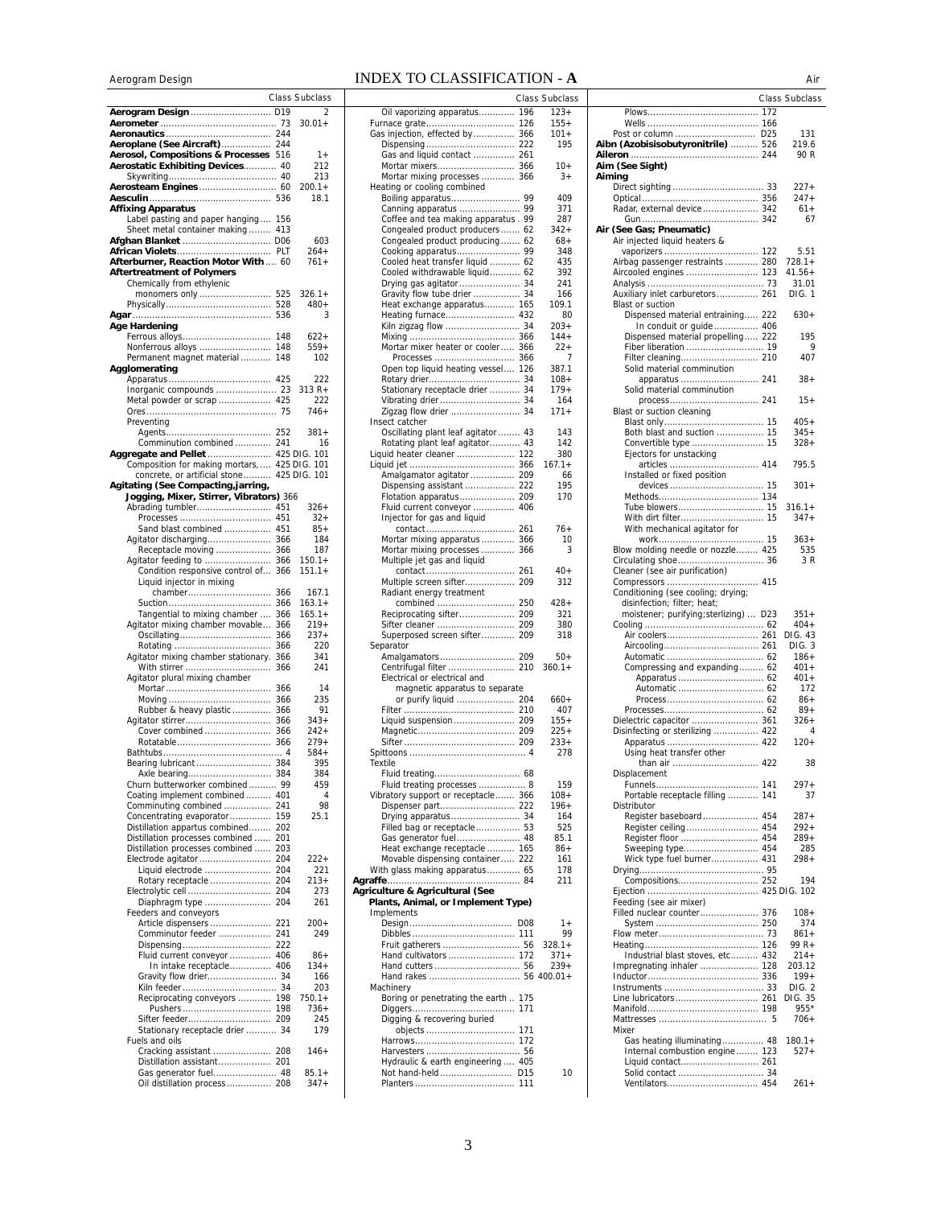# INDEX TO CLASSIFICATION - A

| Entry | Class | Subclass |
|---|---|---|
| **Aerogram Design** | D19 | 2 |
| **Aerometer** | 73 | 30.01+ |
| **Aeronautics** | 244 | |
| **Aeroplane (See Aircraft)** | 244 | |
| **Aerosol, Compositions & Processes** | 516 | 1+ |
| **Aerostatic Exhibiting Devices** | 40 | 212 |
| Skywriting | 40 | 213 |
| **Aerosteam Engines** | 60 | 200.1+ |
| **Aesculin** | 536 | 18.1 |
| **Affixing Apparatus** | | |
| Label pasting and paper hanging | 156 | |
| Sheet metal container making | 413 | |
| **Afghan Blanket** | D06 | 603 |
| **African Violets** | PLT | 264+ |
| **Afterburner, Reaction Motor With** | 60 | 761+ |
| **Aftertreatment of Polymers** | | |
| Chemically from ethylenic monomers | 525 | 326.1+ |
| Physically | 528 | 480+ |
| **Agar** | 536 | 3 |
| **Age Hardening** | | |
| Ferrous alloys | 148 | 622+ |
| Nonferrous alloys | 148 | 559+ |
| Permanent magnet material | 148 | 102 |
| **Agglomerating** | | |
| Apparatus | 425 | 222 |
| Inorganic compounds | 23 | 313 R+ |
| Metal powder or scrap | 425 | 222 |
| Ores | 75 | 746+ |
| Preventing | | |
| Agents | 252 | 381+ |
| Comminution combined | 241 | 16 |
| **Aggregate and Pellet** | 425 | DIG. 101 |
| Composition for making mortars, concrete, or artificial stone | 425 | DIG. 101 |
| **Agitating (See Compacting, jarring, Jogging, Mixer, Stirrer, Vibrators)** | 366 | |
| Abrading tumbler | 451 | 326+ |
| Processes | 451 | 32+ |
| Sand blast combined | 451 | 85+ |
| Agitator discharging | 366 | 184 |
| Receptacle moving | 366 | 187 |
| Agitator feeding to | 366 | 150.1+ |
| Condition responsive control of | 366 | 151.1+ |
| Liquid injector in mixing chamber | 366 | 167.1 |
| Suction | 366 | 163.1+ |
| Tangential to mixing chamber | 366 | 165.1+ |
| Agitator mixing chamber movable | 366 | 219+ |
| Oscillating | 366 | 237+ |
| Rotating | 366 | 220 |
| Agitator mixing chamber stationary | 366 | 341 |
| With stirrer | 366 | 241 |
| Agitator plural mixing chamber | | |
| Mortar | 366 | 14 |
| Moving | 366 | 235 |
| Rubber & heavy plastic | 366 | 91 |
| Agitator stirrer | 366 | 343+ |
| Cover combined | 366 | 242+ |
| Rotatable | 366 | 279+ |
| Bathtubs | 4 | 584+ |
| Bearing lubricant | 384 | 395 |
| Axle bearing | 384 | 384 |
| Churn butterworker combined | 99 | 459 |
| Coating implement combined | 401 | 4 |
| Comminuting combined | 241 | 98 |
| Concentrating evaporator | 159 | 25.1 |
| Distillation appartus combined | 202 | |
| Distillation processes combined | 201 | |
| Distillation processes combined | 203 | |
| Electrode agitator | 204 | 222+ |
| Liquid electrode | 204 | 221 |
| Rotary receptacle | 204 | 213+ |
| Electrolytic cell | 204 | 273 |
| Diaphragm type | 204 | 261 |
| Feeders and conveyors | | |
| Article dispensers | 221 | 200+ |
| Comminutor feeder | 241 | 249 |
| Dispensing | 222 | |
| Fluid current conveyor | 406 | 86+ |
| In intake receptacle | 406 | 134+ |
| Gravity flow drier | 34 | 166 |
| Kiln feeder | 34 | 203 |
| Reciprocating conveyors | 198 | 750.1+ |
| Pushers | 198 | 736+ |
| Sifter feeder | 209 | 245 |
| Stationary receptacle drier | 34 | 179 |
| Fuels and oils | | |
| Cracking assistant | 208 | 146+ |
| Distillation assistant | 201 | |
| Gas generator fuel | 48 | 85.1+ |
| Oil distillation process | 208 | 347+ |
| Oil vaporizing apparatus | 196 | 123+ |
| Furnace grate | 126 | 155+ |
| Gas injection, effected by | 366 | 101+ |
| Dispensing | 222 | 195 |
| Gas and liquid contact | 261 | |
| Mortar mixers | 366 | 10+ |
| Mortar mixing processes | 366 | 3+ |
| Heating or cooling combined | | |
| Boiling apparatus | 99 | 409 |
| Canning apparatus | 99 | 371 |
| Coffee and tea making apparatus | 99 | 287 |
| Congealed product producers | 62 | 342+ |
| Congealed product producing | 62 | 68+ |
| Cooking apparatus | 99 | 348 |
| Cooled heat transfer liquid | 62 | 435 |
| Cooled withdrawable liquid | 62 | 392 |
| Drying gas agitator | 34 | 241 |
| Gravity flow tube drier | 34 | 166 |
| Heat exchange apparatus | 165 | 109.1 |
| Heating furnace | 432 | 80 |
| Kiln zigzag flow | 34 | 203+ |
| Mixing | 366 | 144+ |
| Mortar mixer heater or cooler | 366 | 22+ |
| Processes | 366 | 7 |
| Open top liquid heating vessel | 126 | 387.1 |
| Rotary drier | 34 | 108+ |
| Stationary receptacle drier | 34 | 179+ |
| Vibrating drier | 34 | 164 |
| Zigzag flow drier | 34 | 171+ |
| Insect catcher | | |
| Oscillating plant leaf agitator | 43 | 143 |
| Rotating plant leaf agitator | 43 | 142 |
| Liquid heater cleaner | 122 | 380 |
| Liquid jet | 366 | 167.1+ |
| Amalgamator agitator | 209 | 66 |
| Dispensing assistant | 222 | 195 |
| Flotation apparatus | 209 | 170 |
| Fluid current conveyor | 406 | |
| Injector for gas and liquid contact | 261 | 76+ |
| Mortar mixing apparatus | 366 | 10 |
| Mortar mixing processes | 366 | 3 |
| Multiple jet gas and liquid contact | 261 | 40+ |
| Multiple screen sifter | 209 | 312 |
| Radiant energy treatment combined | 250 | 428+ |
| Reciprocating sifter | 209 | 321 |
| Sifter cleaner | 209 | 380 |
| Superposed screen sifter | 209 | 318 |
| Separator | | |
| Amalgamators | 209 | 50+ |
| Centrifugal filter | 210 | 360.1+ |
| Electrical or electrical and magnetic apparatus to separate or purify liquid | 204 | 660+ |
| Filter | 210 | 407 |
| Liquid suspension | 209 | 155+ |
| Magnetic | 209 | 225+ |
| Sifter | 209 | 233+ |
| Spittoons | 4 | 278 |
| Textile | | |
| Fluid treating | 68 | |
| Fluid treating processes | 8 | 159 |
| Vibratory support or receptacle | 366 | 108+ |
| Dispenser part | 222 | 196+ |
| Drying apparatus | 34 | 164 |
| Filled bag or receptacle | 53 | 525 |
| Gas generator fuel | 48 | 85.1 |
| Heat exchange receptacle | 165 | 86+ |
| Movable dispensing container | 222 | 161 |
| With glass making apparatus | 65 | 178 |
| **Agraffe** | 84 | 211 |
| **Agriculture & Agricultural (See Plants, Animal, or Implement Type)** | | |
| Implements | | |
| Design | D08 | 1+ |
| Dibbles | 111 | 99 |
| Fruit gatherers | 56 | 328.1+ |
| Hand cultivators | 172 | 371+ |
| Hand cutters | 56 | 239+ |
| Hand rakes | 56 | 400.01+ |
| Machinery | | |
| Boring or penetrating the earth | 175 | |
| Diggers | 171 | |
| Digging & recovering buried objects | 171 | |
| Harrows | 172 | |
| Harvesters | 56 | |
| Hydraulic & earth engineering | 405 | |
| Not hand-held | D15 | 10 |
| Planters | 111 | |
| Plows | 172 | |
| Wells | 166 | |
| Post or column | D25 | 131 |
| **Aibn (Azobisisobutyronitrile)** | 526 | 219.6 |
| **Aileron** | 244 | 90 R |
| **Aim (See Sight)** | | |
| **Aiming** | | |
| Direct sighting | 33 | 227+ |
| Optical | 356 | 247+ |
| Radar, external device | 342 | 61+ |
| Gun | 342 | 67 |
| **Air (See Gas; Pneumatic)** | | |
| Air injected liquid heaters & vaporizers | 122 | 5.51 |
| Airbag passenger restraints | 280 | 728.1+ |
| Aircooled engines | 123 | 41.56+ |
| Analysis | 73 | 31.01 |
| Auxiliary inlet carburetors | 261 | DIG. 1 |
| Blast or suction | | |
| Dispensed material entraining | 222 | 630+ |
| In conduit or guide | 406 | |
| Dispensed material propelling | 222 | 195 |
| Fiber liberation | 19 | 9 |
| Filter cleaning | 210 | 407 |
| Solid material comminution apparatus | 241 | 38+ |
| Solid material comminution process | 241 | 15+ |
| Blast or suction cleaning | | |
| Blast only | 15 | 405+ |
| Both blast and suction | 15 | 345+ |
| Convertible type | 15 | 328+ |
| Ejectors for unstacking articles | 414 | 795.5 |
| Installed or fixed position devices | 15 | 301+ |
| Methods | 134 | |
| Tube blowers | 15 | 316.1+ |
| With dirt filter | 15 | 347+ |
| With mechanical agitator for work | 15 | 363+ |
| Blow molding needle or nozzle | 425 | 535 |
| Circulating shoe | 36 | 3 R |
| Cleaner (see air purification) | | |
| Compressors | 415 | |
| Conditioning (see cooling; drying; disinfection; filter; heat; moistener; purifying; sterlizing) | D23 | 351+ |
| Cooling | 62 | 404+ |
| Air coolers | 261 | DIG. 43 |
| Aircooling | 261 | DIG. 3 |
| Automatic | 62 | 186+ |
| Compressing and expanding | 62 | 401+ |
| Apparatus | 62 | 401+ |
| Automatic | 62 | 172 |
| Process | 62 | 86+ |
| Processes | 62 | 89+ |
| Dielectric capacitor | 361 | 326+ |
| Disinfecting or sterilizing | 422 | 4 |
| Apparatus | 422 | 120+ |
| Using heat transfer other than air | 422 | 38 |
| Displacement | | |
| Funnels | 141 | 297+ |
| Portable receptacle filling | 141 | 37 |
| Distributor | | |
| Register baseboard | 454 | 287+ |
| Register ceiling | 454 | 292+ |
| Register floor | 454 | 289+ |
| Sweeping type | 454 | 285 |
| Wick type fuel burner | 431 | 298+ |
| Drying | 95 | |
| Compositions | 252 | 194 |
| Ejection | 425 | DIG. 102 |
| Feeding (see air mixer) | | |
| Filled nuclear counter | 376 | 108+ |
| System | 250 | 374 |
| Flow meter | 73 | 861+ |
| Heating | 126 | 99 R+ |
| Industrial blast stoves, etc | 432 | 214+ |
| Impregnating inhaler | 128 | 203.12 |
| Inductor | 336 | 199+ |
| Instruments | 33 | DIG. 2 |
| Line lubricators | 261 | DIG. 35 |
| Manifold | 198 | 955* |
| Mattresses | 5 | 706+ |
| Mixer | | |
| Gas heating illuminating | 48 | 180.1+ |
| Internal combustion engine | 123 | 527+ |
| Liquid contact | 261 | |
| Solid contact | 34 | |
| Ventilators | 454 | 261+ |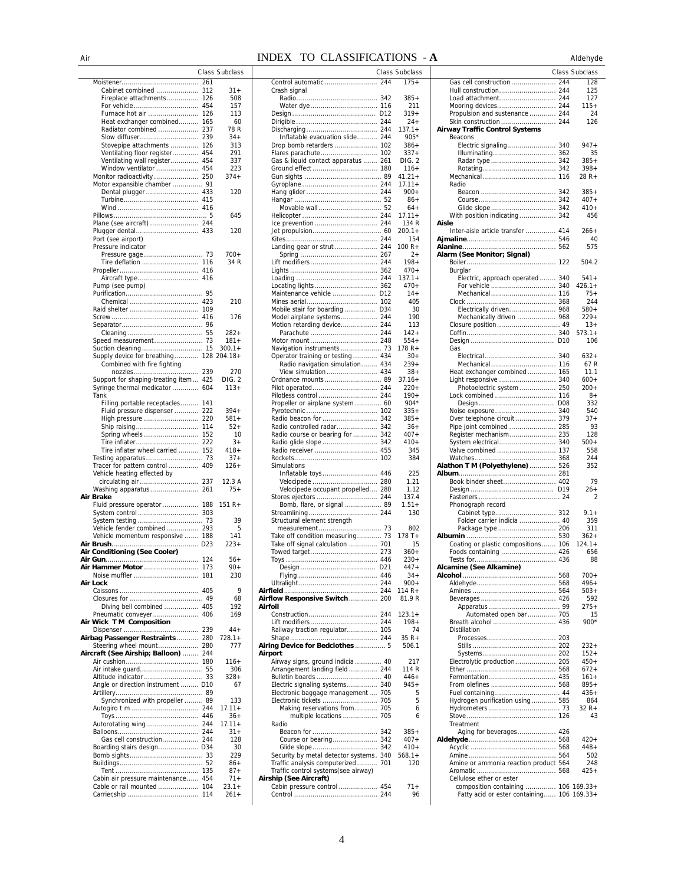# INDEX TO CLASSIFICATIONS - A

| | Class | Subclass |
|---|---|---|
| Moistener | 261 | |
| Cabinet combined | 312 | 31+ |
| Fireplace attachments | 126 | 508 |
| For vehicle | 454 | 157 |
| Furnace hot air | 126 | 113 |
| Heat exchanger combined | 165 | 60 |
| Radiator combined | 237 | 78 R |
| Slow diffuser | 239 | 34+ |
| Stovepipe attachments | 126 | 313 |
| Ventilating floor register | 454 | 291 |
| Ventilating wall register | 454 | 337 |
| Window ventilator | 454 | 223 |
| Monitor radioactivity | 250 | 374+ |
| Motor expansible chamber | 91 | |
| Dental plugger | 433 | 120 |
| Turbine | 415 | |
| Wind | 416 | |
| Pillows | 5 | 645 |
| Plane (see aircraft) | 244 | |
| Plugger dental | 433 | 120 |
| Port (see airport) | | |
| Pressure indicator | | |
| Pressure gage | 73 | 700+ |
| Tire deflation | 116 | 34 R |
| Propeller | 416 | |
| Aircraft type | 416 | |
| Pump (see pump) | | |
| Purification | 95 | |
| Chemical | 423 | 210 |
| Raid shelter | 109 | |
| Screw | 416 | 176 |
| Separator | 96 | |
| Cleaning | 55 | 282+ |
| Speed measurement | 73 | 181+ |
| Suction cleaning | 15 | 300.1+ |
| Supply device for breathing | 128 | 204.18+ |
| Combined with fire fighting nozzles | 239 | 270 |
| Support for shaping-treating item | 425 | DIG. 2 |
| Syringe thermal medicator | 604 | 113+ |
| Tank | | |
| Filling portable receptacles | 141 | |
| Fluid pressure dispenser | 222 | 394+ |
| High pressure | 220 | 581+ |
| Ship raising | 114 | 52+ |
| Spring wheels | 152 | 10 |
| Tire inflater | 222 | 3+ |
| Tire inflater wheel carried | 152 | 418+ |
| Testing apparatus | 73 | 37+ |
| Tracer for pattern control | 409 | 126+ |
| Vehicle heating effected by circulating air | 237 | 12.3 A |
| Washing apparatus | 261 | 75+ |
| **Air Brake** | | |
| Fluid pressure operator | 188 | 151 R+ |
| System control | 303 | |
| System testing | 73 | 39 |
| Vehicle fender combined | 293 | 5 |
| Vehicle momentum responsive | 188 | 141 |
| **Air Brush** | D23 | 223+ |
| **Air Conditioning (See Cooler)** | | |
| **Air Gun** | 124 | 56+ |
| **Air Hammer Motor** | 173 | 90+ |
| Noise muffler | 181 | 230 |
| **Air Lock** | | |
| Caissons | 405 | 9 |
| Closures for | 49 | 68 |
| Diving bell combined | 405 | 192 |
| Pneumatic conveyer | 406 | 169 |
| **Air Wick T M Composition** | | |
| Dispenser | 239 | 44+ |
| **Airbag Passenger Restraints** | 280 | 728.1+ |
| Steering wheel mount | 280 | 777 |
| **Aircraft (See Airship; Balloon)** | 244 | |
| Air cushion | 180 | 116+ |
| Air intake guard | 55 | 306 |
| Altitude indicator | 33 | 328+ |
| Angle or direction instrument | D10 | 67 |
| Artillery | 89 | |
| Synchronized with propeller | 89 | 133 |
| Autogiro t m | 244 | 17.11+ |
| Toys | 446 | 36+ |
| Autorotating wing | 244 | 17.11+ |
| Balloons | 244 | 31+ |
| Gas cell construction | 244 | 128 |
| Boarding stairs design | D34 | 30 |
| Bomb sights | 33 | 229 |
| Buildings | 52 | 86+ |
| Tent | 135 | 87+ |
| Cabin air pressure maintenance | 454 | 71+ |
| Cable or rail mounted | 104 | 23.1+ |
| Carrier,ship | 114 | 261+ |
| Control automatic | 244 | 175+ |
| Crash signal | | |
| Radio | 342 | 385+ |
| Water dye | 116 | 211 |
| Design | D12 | 319+ |
| Dirigible | 244 | 24+ |
| Discharging | 244 | 137.1+ |
| Inflatable evacuation slide | 244 | 905* |
| Drop bomb retarders | 102 | 386+ |
| Flares parachute | 102 | 337+ |
| Gas & liquid contact apparatus | 261 | DIG. 2 |
| Ground effect | 180 | 116+ |
| Gun sights | 89 | 41.21+ |
| Gyroplane | 244 | 17.11+ |
| Hang glider | 244 | 900+ |
| Hangar | 52 | 86+ |
| Movable wall | 52 | 64+ |
| Helicopter | 244 | 17.11+ |
| Ice prevention | 244 | 134 R |
| Jet propulsion | 60 | 200.1+ |
| Kites | 244 | 154 |
| Landing gear or strut | 244 | 100 R+ |
| Spring | 267 | 2+ |
| Lift modifiers | 244 | 198+ |
| Lights | 362 | 470+ |
| Loading | 244 | 137.1+ |
| Locating lights | 362 | 470+ |
| Maintenance vehicle | D12 | 14+ |
| Mines aerial | 102 | 405 |
| Mobile stair for boarding | D34 | 30 |
| Model airplane systems | 244 | 190 |
| Motion retarding device | 244 | 113 |
| Parachute | 244 | 142+ |
| Motor mount | 248 | 554+ |
| Navigation instruments | 73 | 178 R+ |
| Operator training or testing | 434 | 30+ |
| Radio navigation simulation | 434 | 239+ |
| View simulation | 434 | 38+ |
| Ordnance mounts | 89 | 37.16+ |
| Pilot operated | 244 | 220+ |
| Pilotless control | 244 | 190+ |
| Propeller or airplane system | 60 | 904* |
| Pyrotechnic | 102 | 335+ |
| Radio beacon for | 342 | 385+ |
| Radio controlled radar | 342 | 36+ |
| Radio course or bearing for | 342 | 407+ |
| Radio glide slope | 342 | 410+ |
| Radio receiver | 455 | 345 |
| Rockets | 102 | 384 |
| Simulations | | |
| Inflatable toys | 446 | 225 |
| Velocipede | 280 | 1.21 |
| Velocipede occupant propelled | 280 | 1.12 |
| Stores ejectors | 244 | 137.4 |
| Bomb, flare, or signal | 89 | 1.51+ |
| Streamlining | 244 | 130 |
| Structural element strength measurement | 73 | 802 |
| Take off condition measuring | 73 | 178 T+ |
| Take off signal calculation | 701 | 15 |
| Towed target | 273 | 360+ |
| Toys | 446 | 230+ |
| Design | D21 | 447+ |
| Flying | 446 | 34+ |
| Ultralight | 244 | 900+ |
| **Airfield** | 244 | 114 R+ |
| **Airflow Responsive Switch** | 200 | 81.9 R |
| **Airfoil** | | |
| Construction | 244 | 123.1+ |
| Lift modifiers | 244 | 198+ |
| Railway traction regulator | 105 | 74 |
| Shape | 244 | 35 R+ |
| **Airing Device for Bedclothes** | 5 | 506.1 |
| **Airport** | | |
| Airway signs, ground indicia | 40 | 217 |
| Arrangement landing field | 244 | 114 R |
| Bulletin boards | 40 | 446+ |
| Electric signaling systems | 340 | 945+ |
| Electronic baggage management | 705 | 5 |
| Electronic tickets | 705 | 5 |
| Making reservations from | 705 | 6 |
| multiple locations | 705 | 6 |
| Radio | | |
| Beacon for | 342 | 385+ |
| Course or bearing | 342 | 407+ |
| Glide slope | 342 | 410+ |
| Security by metal detector systems | 340 | 568.1+ |
| Traffic analysis computerized | 701 | 120 |
| Traffic control systems(see airway) | | |
| **Airship (See Aircraft)** | | |
| Cabin pressure control | 454 | 71+ |
| Control | 244 | 96 |
| Gas cell construction | 244 | 128 |
| Hull construction | 244 | 125 |
| Load attachment | 244 | 127 |
| Mooring devices | 244 | 115+ |
| Propulsion and sustenance | 244 | 24 |
| Skin construction | 244 | 126 |
| **Airway Traffic Control Systems** | | |
| Beacons | | |
| Electric signaling | 340 | 947+ |
| Illuminating | 362 | 35 |
| Radar type | 342 | 385+ |
| Rotating | 342 | 398+ |
| Mechanical | 116 | 28 R+ |
| Radio | | |
| Beacon | 342 | 385+ |
| Course | 342 | 407+ |
| Glide slope | 342 | 410+ |
| With position indicating | 342 | 456 |
| **Aisle** | | |
| Inter-aisle article transfer | 414 | 266+ |
| **Ajmaline** | 546 | 40 |
| **Alanine** | 562 | 575 |
| **Alarm (See Monitor; Signal)** | | |
| Boiler | 122 | 504.2 |
| Burglar | | |
| Electric, approach operated | 340 | 541+ |
| For vehicle | 340 | 426.1+ |
| Mechanical | 116 | 75+ |
| Clock | 368 | 244 |
| Electrically driven | 968 | 580+ |
| Mechanically driven | 968 | 229+ |
| Closure position | 49 | 13+ |
| Coffin | 340 | 573.1+ |
| Design | D10 | 106 |
| Gas | | |
| Electrical | 340 | 632+ |
| Mechanical | 116 | 67 R |
| Heat exchanger combined | 165 | 11.1 |
| Light responsive | 340 | 600+ |
| Photoelectric system | 250 | 200+ |
| Lock combined | 116 | 8+ |
| Design | D08 | 332 |
| Noise exposure | 340 | 540 |
| Over telephone circuit | 379 | 37+ |
| Pipe joint combined | 285 | 93 |
| Register mechanism | 235 | 128 |
| System electrical | 340 | 500+ |
| Valve combined | 137 | 558 |
| Watches | 368 | 244 |
| **Alathon T M (Polyethylene)** | 526 | 352 |
| **Album** | 281 | |
| Book binder sheet | 402 | 79 |
| Design | D19 | 26+ |
| Fasteners | 24 | 2 |
| Phonograph record | | |
| Cabinet type | 312 | 9.1+ |
| Folder carrier indicia | 40 | 359 |
| Package type | 206 | 311 |
| **Albumin** | 530 | 362+ |
| Coating or plastic compositions | 106 | 124.1+ |
| Foods containing | 426 | 656 |
| Tests for | 436 | 88 |
| **Alcamine (See Alkamine)** | | |
| **Alcohol** | 568 | 700+ |
| Aldehyde | 568 | 496+ |
| Amines | 564 | 503+ |
| Beverages | 426 | 592 |
| Apparatus | 99 | 275+ |
| Automated open bar | 705 | 15 |
| Breath alcohol | 436 | 900* |
| Distillation | | |
| Processes | 203 | |
| Stills | 202 | 232+ |
| Systems | 202 | 152+ |
| Electrolytic production | 205 | 450+ |
| Ether | 568 | 672+ |
| Fermentation | 435 | 161+ |
| From olefines | 568 | 895+ |
| Fuel containing | 44 | 436+ |
| Hydrogen purification using | 585 | 864 |
| Hydrometers | 73 | 32 R+ |
| Stove | 126 | 43 |
| Treatment | | |
| Aging for beverages | 426 | |
| **Aldehyde** | 568 | 420+ |
| Acyclic | 568 | 448+ |
| Amine | 564 | 502 |
| Amine or ammonia reaction product | 564 | 248 |
| Aromatic | 568 | 425+ |
| Cellulose ether or ester composition containing | 106 | 169.33+ |
| Fatty acid or ester containing | 106 | 169.33+ |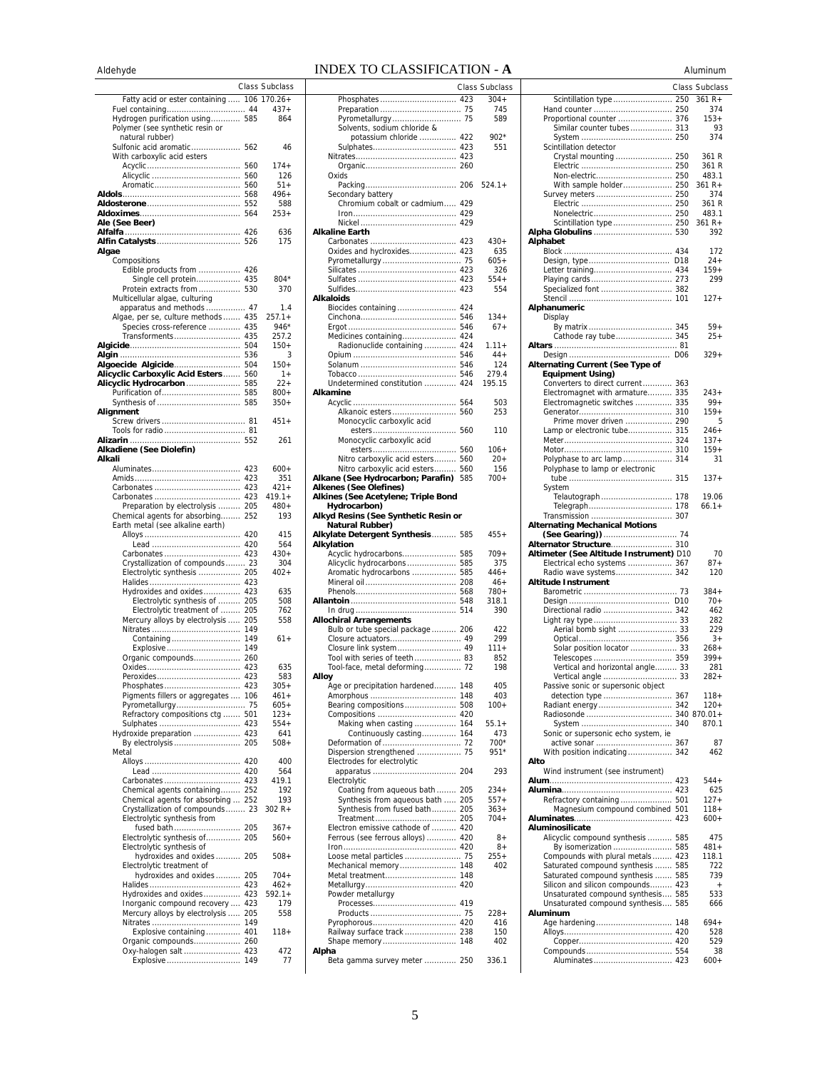# INDEX TO CLASSIFICATION - A

| | Class | Subclass |
|---|---|---|
| Fatty acid or ester containing | 106 | 170.26+ |
| Fuel containing | 44 | 437+ |
| Hydrogen purification using | 585 | 864 |
| Polymer (see synthetic resin or natural rubber) | | |
| Sulfonic acid aromatic | 562 | 46 |
| With carboxylic acid esters | | |
| Acyclic | 560 | 174+ |
| Alicyclic | 560 | 126 |
| Aromatic | 560 | 51+ |
| **Aldols** | 568 | 496+ |
| **Aldosterone** | 552 | 588 |
| **Aldoximes** | 564 | 253+ |
| **Ale (See Beer)** | | |
| **Alfalfa** | 426 | 636 |
| **Alfin Catalysts** | 526 | 175 |
| **Algae** | | |
| Compositions | | |
| Edible products from | 426 | |
| Single cell protein | 435 | 804* |
| Protein extracts from | 530 | 370 |
| Multicellular algae, culturing apparatus and methods | 47 | 1.4 |
| Algae, per se, culture methods | 435 | 257.1+ |
| Species cross-reference | 435 | 946* |
| Transformments | 435 | 257.2 |
| **Algicide** | 504 | 150+ |
| **Algin** | 536 | 3 |
| **Algoecide Algicide** | 504 | 150+ |
| **Alicyclic Carboxylic Acid Esters** | 560 | 1+ |
| **Alicyclic Hydrocarbon** | 585 | 22+ |
| Purification of | 585 | 800+ |
| Synthesis of | 585 | 350+ |
| **Alignment** | | |
| Screw drivers | 81 | 451+ |
| Tools for radio | 81 | |
| **Alizarin** | 552 | 261 |
| **Alkadiene (See Diolefin)** | | |
| **Alkali** | | |
| Aluminates | 423 | 600+ |
| Amids | 423 | 351 |
| Carbonates | 423 | 421+ |
| Carbonates | 423 | 419.1+ |
| Preparation by electrolysis | 205 | 480+ |
| Chemical agents for absorbing | 252 | 193 |
| Earth metal (see alkaline earth) | | |
| Alloys | 420 | 415 |
| Lead | 420 | 564 |
| Carbonates | 423 | 430+ |
| Crystallization of compounds | 23 | 304 |
| Electrolytic synthesis | 205 | 402+ |
| Halides | 423 | |
| Hydroxides and oxides | 423 | 635 |
| Electrolytic synthesis of | 205 | 508 |
| Electrolytic treatment of | 205 | 762 |
| Mercury alloys by electrolysis | 205 | 558 |
| Nitrates | 149 | |
| Containing | 149 | 61+ |
| Explosive | 149 | |
| Organic compounds | 260 | |
| Oxides | 423 | 635 |
| Peroxides | 423 | 583 |
| Phosphates | 423 | 305+ |
| Pigments fillers or aggregates | 106 | 461+ |
| Pyrometallurgy | 75 | 605+ |
| Refractory compositions ctg | 501 | 123+ |
| Sulphates | 423 | 554+ |
| Hydroxide preparation | 423 | 641 |
| By electrolysis | 205 | 508+ |
| Metal | | |
| Alloys | 420 | 400 |
| Lead | 420 | 564 |
| Carbonates | 423 | 419.1 |
| Chemical agents containing | 252 | 192 |
| Chemical agents for absorbing | 252 | 193 |
| Crystallization of compounds | 23 | 302 R+ |
| Electrolytic synthesis from fused bath | 205 | 367+ |
| Electrolytic synthesis of | 205 | 560+ |
| Electrolytic synthesis of hydroxides and oxides | 205 | 508+ |
| Electrolytic treatment of hydroxides and oxides | 205 | 704+ |
| Halides | 423 | 462+ |
| Hydroxides and oxides | 423 | 592.1+ |
| Inorganic compound recovery | 423 | 179 |
| Mercury alloys by electrolysis | 205 | 558 |
| Nitrates | 149 | |
| Explosive containing | 401 | 118+ |
| Organic compounds | 260 | |
| Oxy-halogen salt | 423 | 472 |
| Explosive | 149 | 77 |
| Phosphates | 423 | 304+ |
| Preparation | 75 | 745 |
| Pyrometallurgy | 75 | 589 |
| Solvents, sodium chloride & potassium chloride | 422 | 902* |
| Sulphates | 423 | 551 |
| Nitrates | 423 | |
| Organic | 260 | |
| Oxids | | |
| Packing | 206 | 524.1+ |
| Secondary battery | | |
| Chromium cobalt or cadmium | 429 | |
| Iron | 429 | |
| Nickel | 429 | |
| **Alkaline Earth** | | |
| Carbonates | 423 | 430+ |
| Oxides and hyclroxides | 423 | 635 |
| Pyrometallurgy | 75 | 605+ |
| Silicates | 423 | 326 |
| Sulfates | 423 | 554+ |
| Sulfides | 423 | 554 |
| **Alkaloids** | | |
| Biocides containing | 424 | |
| Cinchona | 546 | 134+ |
| Ergot | 546 | 67+ |
| Medicines containing | 424 | |
| Radionuclide containing | 424 | 1.11+ |
| Opium | 546 | 44+ |
| Solanum | 546 | 124 |
| Tobacco | 546 | 279.4 |
| Undetermined constitution | 424 | 195.15 |
| **Alkamine** | | |
| Acyclic | 564 | 503 |
| Alkanoic esters | 560 | 253 |
| Monocyclic carboxylic acid esters | 560 | 110 |
| Monocyclic carboxylic acid esters | 560 | 106+ |
| Nitro carboxylic acid esters | 560 | 20+ |
| Nitro carboxylic acid esters | 560 | 156 |
| **Alkane (See Hydrocarbon; Parafin)** | 585 | 700+ |
| **Alkenes (See Olefines)** | | |
| **Alkines (See Acetylene; Triple Bond Hydrocarbon)** | | |
| **Alkyd Resins (See Synthetic Resin or Natural Rubber)** | | |
| **Alkylate Detergent Synthesis** | 585 | 455+ |
| **Alkylation** | | |
| Acyclic hydrocarbons | 585 | 709+ |
| Alicyclic hydrocarbons | 585 | 375 |
| Aromatic hydrocarbons | 585 | 446+ |
| Mineral oil | 208 | 46+ |
| Phenols | 568 | 780+ |
| **Allantoin** | 548 | 318.1 |
| In drug | 514 | 390 |
| **Allochiral Arrangements** | | |
| Bulb or tube special package | 206 | 422 |
| Closure actuators | 49 | 299 |
| Closure link system | 49 | 111+ |
| Tool with series of teeth | 83 | 852 |
| Tool-face, metal deforming | 72 | 198 |
| **Alloy** | | |
| Age or precipitation hardened | 148 | 405 |
| Amorphous | 148 | 403 |
| Bearing compositions | 508 | 100+ |
| Compositions | 420 | |
| Making when casting | 164 | 55.1+ |
| Continuously casting | 164 | 473 |
| Deformation of | 72 | 700* |
| Dispersion strengthened | 75 | 951* |
| Electrodes for electrolytic apparatus | 204 | 293 |
| Electrolytic | | |
| Coating from aqueous bath | 205 | 234+ |
| Synthesis from aqueous bath | 205 | 557+ |
| Synthesis from fused bath | 205 | 363+ |
| Treatment | 205 | 704+ |
| Electron emissive cathode of | 420 | |
| Ferrous (see ferrous alloys) | 420 | 8+ |
| Iron | 420 | 8+ |
| Loose metal particles | 75 | 255+ |
| Mechanical memory | 148 | 402 |
| Metal treatment | 148 | |
| Metallurgy | 420 | |
| Powder metallurgy | | |
| Processes | 419 | |
| Products | 75 | 228+ |
| Pyrophorous | 420 | 416 |
| Railway surface track | 238 | 150 |
| Shape memory | 148 | 402 |
| **Alpha** | | |
| Beta gamma survey meter | 250 | 336.1 |
| Scintillation type | 250 | 361 R+ |
| Hand counter | 250 | 374 |
| Proportional counter | 376 | 153+ |
| Similar counter tubes | 313 | 93 |
| System | 250 | 374 |
| Scintillation detector | | |
| Crystal mounting | 250 | 361 R |
| Electric | 250 | 361 R |
| Non-electric | 250 | 483.1 |
| With sample holder | 250 | 361 R+ |
| Survey meters | 250 | 374 |
| Electric | 250 | 361 R |
| Nonelectric | 250 | 483.1 |
| Scintillation type | 250 | 361 R+ |
| **Alpha Globulins** | 530 | 392 |
| **Alphabet** | | |
| Block | 434 | 172 |
| Design, type | D18 | 24+ |
| Letter training | 434 | 159+ |
| Playing cards | 273 | 299 |
| Specialized font | 382 | |
| Stencil | 101 | 127+ |
| **Alphanumeric** | | |
| Display | | |
| By matrix | 345 | 59+ |
| Cathode ray tube | 345 | 25+ |
| **Altars** | 81 | |
| Design | D06 | 329+ |
| **Alternating Current (See Type of Equipment Using)** | | |
| Converters to direct current | 363 | |
| Electromagnet with armature | 335 | 243+ |
| Electromagnetic switches | 335 | 99+ |
| Generator | 310 | 159+ |
| Prime mover driven | 290 | 5 |
| Lamp or electronic tube | 315 | 246+ |
| Meter | 324 | 137+ |
| Motor | 310 | 159+ |
| Polyphase to arc lamp | 314 | 31 |
| Polyphase to lamp or electronic tube | 315 | 137+ |
| System | | |
| Telautograph | 178 | 19.06 |
| Telegraph | 178 | 66.1+ |
| Transmission | 307 | |
| **Alternating Mechanical Motions (See Gearing))** | 74 | |
| **Alternator Structure** | 310 | |
| **Altimeter (See Altitude Instrument)** | D10 | 70 |
| Electrical echo systems | 367 | 87+ |
| Radio wave systems | 342 | 120 |
| **Altitude Instrument** | | |
| Barometric | 73 | 384+ |
| Design | D10 | 70+ |
| Directional radio | 342 | 462 |
| Light ray type | 33 | 282 |
| Aerial bomb sight | 33 | 229 |
| Optical | 356 | 3+ |
| Solar position locator | 33 | 268+ |
| Telescopes | 359 | 399+ |
| Vertical and horizontal angle | 33 | 281 |
| Vertical angle | 33 | 282+ |
| Passive sonic or supersonic object detection type | 367 | 118+ |
| Radiant energy | 342 | 120+ |
| Radiosonde | 340 | 870.01+ |
| System | 340 | 870.1 |
| Sonic or supersonic echo system, ie active sonar | 367 | 87 |
| With position indicating | 342 | 462 |
| **Alto** | | |
| Wind instrument (see instrument) | | |
| **Alum** | 423 | 544+ |
| **Alumina** | 423 | 625 |
| Refractory containing | 501 | 127+ |
| Magnesium compound combined | 501 | 118+ |
| **Aluminates** | 423 | 600+ |
| **Aluminosilicate** | | |
| Alicyclic compound synthesis | 585 | 475 |
| By isomerization | 585 | 481+ |
| Compounds with plural metals | 423 | 118.1 |
| Saturated compound synthesis | 585 | 722 |
| Saturated compound synthesis | 585 | 739 |
| Silicon and silicon compounds | 423 | + |
| Unsaturated compound synthesis | 585 | 533 |
| Unsaturated compound synthesis | 585 | 666 |
| **Aluminum** | | |
| Age hardening | 148 | 694+ |
| Alloys | 420 | 528 |
| Copper | 420 | 529 |
| Compounds | 554 | 38 |
| Aluminates | 423 | 600+ |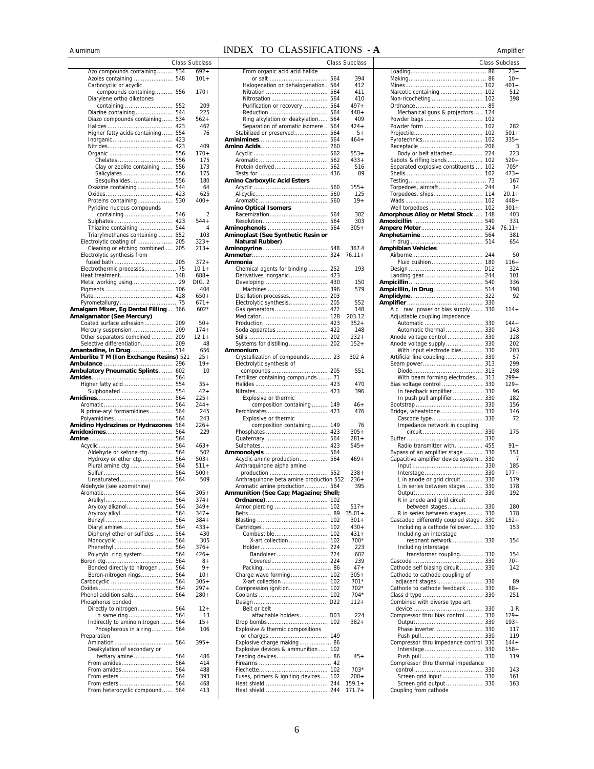# INDEX TO CLASSIFICATIONS - A

| Entry | Class | Subclass |
|---|---|---|
| Azo compounds containing | 534 | 692+ |
| Azoles containing | 548 | 101+ |
| Carbocyclic or acyclic compounds containing | 556 | 170+ |
| Diarylene ortho diketones containing | 552 | 209 |
| Diazine containing | 544 | 225 |
| Diazo compounds containing | 534 | 562+ |
| Halides | 423 | 462 |
| Higher fatty acids containing | 554 | 76 |
| Inorganic | 423 | |
| Nitrides | 423 | 409 |
| Organic | 556 | 170+ |
| Chelates | 556 | 175 |
| Clay or zeolite containing | 556 | 173 |
| Salicylates | 556 | 175 |
| Sesquihalides | 556 | 180 |
| Oxazine containing | 544 | 64 |
| Oxides | 423 | 625 |
| Proteins containing | 530 | 400+ |
| Pyridine nucleus compounds containing | 546 | 2 |
| Sulphates | 423 | 544+ |
| Thiazine containing | 544 | 4 |
| Triarylmethanes containing | 552 | 103 |
| Electrolytic coating of | 205 | 323+ |
| Cleaning or etching combined | 205 | 213+ |
| Electrolytic synthesis from fused bath | 205 | 372+ |
| Electrothermic processes | 75 | 10.1+ |
| Heat treatment | 148 | 688+ |
| Metal working using | 29 | DIG. 2 |
| Pigments | 106 | 404 |
| Plate | 428 | 650+ |
| Pyrometallurgy | 75 | 671+ |
| **Amalgam Mixer, Eg Dental Filling** | 366 | 602* |
| **Amalgamator (See Mercury)** | | |
| Coated surface adhesion | 209 | 50+ |
| Mercury suspension | 209 | 174+ |
| Other separators combined | 209 | 12.1+ |
| Selective differentiation | 209 | 48 |
| **Amantadine, in Drug** | 514 | 656 |
| **Amberlite T M (Ion Exchange Resins)** | 521 | 25+ |
| **Ambulance** | 296 | 19+ |
| **Ambulatory Pneumatic Splints** | 602 | 10 |
| **Amides** | 564 | |
| Higher fatty acid | 554 | 35+ |
| Sulphonated | 554 | 42+ |
| **Amidines** | 564 | 225+ |
| Aromatic | 564 | 244+ |
| N prime-aryl formamidines | 564 | 245 |
| Polyamidines | 564 | 243 |
| **Amidino Hydrazines or Hydrazones** | 564 | 226+ |
| **Amidoximes** | 564 | 229 |
| **Amine** | 564 | |
| Acyclic | 564 | 463+ |
| Aldehyde or ketone ctg | 564 | 502 |
| Hydroxy or ether ctg | 564 | 503+ |
| Plural amino ctg | 564 | 511+ |
| Sulfur | 564 | 500+ |
| Unsaturated | 564 | 509 |
| Aldehyde (see azomethine) | | |
| Aromatic | 564 | 305+ |
| Aralkyl | 564 | 374+ |
| Aryloxy alkanol | 564 | 349+ |
| Aryloxy alkyl | 564 | 347+ |
| Benzyl | 564 | 384+ |
| Diaryl amines | 564 | 433+ |
| Diphenyl ether or sulfides | 564 | 430 |
| Monocyclic | 564 | 305 |
| Phenethyl | 564 | 376+ |
| Polycylo ring system | 564 | 426+ |
| Boron ctg | 564 | 8+ |
| Bonded directly to nitrogen | 564 | 9+ |
| Boron-nitrogen rings | 564 | 10+ |
| Carbocyclic | 564 | 305+ |
| Oxides | 564 | 297+ |
| Phenol addition salts | 564 | 280+ |
| Phosphorus bonded | | |
| Directly to nitrogen | 564 | 12+ |
| In same ring | 564 | 13 |
| Indirectly to amino nitrogen | 564 | 15+ |
| Phosphorous in a ring | 564 | 106 |
| Preparation | | |
| Amination | 564 | 395+ |
| Dealkylation of secondary or tertiary amine | 564 | 486 |
| From amides | 564 | 414 |
| From amides | 564 | 488 |
| From esters | 564 | 393 |
| From esters | 564 | 468 |
| From heterocyclic compound | 564 | 413 |
| From organic acid acid halide or salt | 564 | 394 |
| Halogenation or dehalogenation | 564 | 412 |
| Nitration | 564 | 411 |
| Nitrosation | 564 | 410 |
| Purification or recovery | 564 | 497+ |
| Reduction | 564 | 448+ |
| Ring alkylation or deakylation | 564 | 409 |
| Separation of aromatic isomere | 564 | 424+ |
| Stabilized or preserved | 564 | 5+ |
| **Aminimines** | 564 | 464+ |
| **Amino Acids** | 260 | |
| Acyclic | 562 | 553+ |
| Aromatic | 562 | 433+ |
| Protein derived | 562 | 516 |
| Tests for | 436 | 89 |
| **Amino Carboxylic Acid Esters** | | |
| Acyclic | 560 | 155+ |
| Alicyclic | 560 | 125 |
| Aromatic | 560 | 19+ |
| **Amino Optical Isomers** | | |
| Racemization | 564 | 302 |
| Resolution | 564 | 303 |
| **Aminophenols** | 564 | 305+ |
| **Aminoplast (See Synthetic Resin or Natural Rubber)** | | |
| **Aminopyrine** | 548 | 367.4 |
| **Ammeter** | 324 | 76.11+ |
| **Ammonia** | | |
| Chemical agents for binding | 252 | 193 |
| Derivatives inorganic | 423 | |
| Developing | 430 | 150 |
| Machines | 396 | 579 |
| Distillation processes | 203 | |
| Electrolytic synthesis | 205 | 552 |
| Gas generators | 422 | 148 |
| Medicator | 128 | 203.12 |
| Production | 423 | 352+ |
| Soda apparatus | 422 | 148 |
| Stills | 202 | 232+ |
| Systems for distilling | 202 | 152+ |
| **Ammonium** | | |
| Crystallization of compounds | 23 | 302 A |
| Electrolytic synthesis of compounds | 205 | 551 |
| Fertilizer containing compounds | 71 | |
| Halides | 423 | 470 |
| Nitrates | 423 | 396 |
| Explosive or thermic composition containing | 149 | 46+ |
| Perchlorates | 423 | 476 |
| Explosive or thermic composition containing | 149 | 76 |
| Phosphates | 423 | 305+ |
| Quaternary | 564 | 281+ |
| Sulphates | 423 | 545+ |
| **Ammonolysis** | 564 | |
| Acyclic amine production | 564 | 469+ |
| Anthraquinone alpha amine production | 552 | 238+ |
| Anthraquinone beta amine production | 552 | 236+ |
| Aromatic amine production | 564 | 395 |
| **Ammunition (See Cap; Magazine; Shell; Ordnance)** | 102 | |
| Armor piercing | 102 | 517+ |
| Belts | 89 | 35.01+ |
| Blasting | 102 | 301+ |
| Cartridges | 102 | 430+ |
| Combustible | 102 | 431+ |
| X-art collection | 102 | 700* |
| Holder | 224 | 223 |
| Bandoleer | 224 | 602 |
| Covered | 224 | 239 |
| Packing | 86 | 47+ |
| Charge wave forming | 102 | 305+ |
| X-art collection | 102 | 701* |
| Compression ignition | 102 | 702* |
| Coolants | 102 | 704* |
| Design | D22 | 112+ |
| Belt or belt attachable holders | D03 | 224 |
| Drop bombs | 102 | 382+ |
| Explosive & thermic compositions or charges | 149 | |
| Explosive charge making | 86 | |
| Explosive devices & ammunition | 102 | |
| Feeding devices | 86 | 45+ |
| Firearms | 42 | |
| Flechette | 102 | 703* |
| Fuses, primers & igniting devices | 102 | 200+ |
| Heat shield | 244 | 159.1+ |
| Heat shield | 244 | 171.7+ |
| Loading | 86 | 23+ |
| Making | 86 | 10+ |
| Mines | 102 | 401+ |
| Narcotic containing | 102 | 512 |
| Non-ricocheting | 102 | 398 |
| Ordnance | 89 | |
| Mechanical guns & projectors | 124 | |
| Powder bags | 102 | |
| Powder form | 102 | 282 |
| Projectile | 102 | 501+ |
| Pyrotechnics | 102 | 335+ |
| Receptacle | 206 | 3 |
| Body or belt attached | 224 | 223 |
| Sabots & rifling bands | 102 | 520+ |
| Separated explosive constituents | 102 | 705* |
| Shells | 102 | 473+ |
| Testing | 73 | 167 |
| Torpedoes, aircraft | 244 | 14 |
| Torpedoes, ships | 114 | 20.1+ |
| Wads | 102 | 448+ |
| Well torpedoes | 102 | 301+ |
| **Amorphous Alloy or Metal Stock** | 148 | 403 |
| **Amoxicillin** | 540 | 331 |
| **Ampere Meter** | 324 | 76.11+ |
| **Amphetamine** | 564 | 381 |
| In drug | 514 | 654 |
| **Amphibian Vehicles** | | |
| Airborne | 244 | 50 |
| Fluid cushion | 180 | 116+ |
| Design | D12 | 324 |
| Landing gear | 244 | 101 |
| **Ampicillin** | 540 | 336 |
| **Ampicillin, in Drug** | 514 | 198 |
| **Amplidyne** | 322 | 92 |
| **Amplifier** | 330 | |
| A c raw power or bias supply | 330 | 114+ |
| Adjustable coupling impedance | | |
| Automatic | 330 | 144+ |
| Automatic thermal | 330 | 143 |
| Anode voltage control | 330 | 128 |
| Anode voltage supply | 330 | 202 |
| With input electrode bias | 330 | 203 |
| Artificial line coupling | 330 | 57 |
| Beam power | 313 | 299 |
| Diode | 313 | 298 |
| With beam forming electrodes | 313 | 299+ |
| Bias voltage control | 330 | 129+ |
| In feedback amplifier | 330 | 96 |
| In push pull amplifier | 330 | 182 |
| Bootstrap | 330 | 156 |
| Bridge, wheatstone | 330 | 146 |
| Cascode type | 330 | 72 |
| Impedance network in coupling circuit | 330 | 175 |
| Buffer | 330 | |
| Radio transmitter with | 455 | 91+ |
| Bypass of an amplifier stage | 330 | 151 |
| Capacitive amplifier device system | 330 | 7 |
| Input | 330 | 185 |
| Interstage | 330 | 177+ |
| L in anode or grid circuit | 330 | 179 |
| L in series between stages | 330 | 178 |
| Output | 330 | 192 |
| R in anode and grid circuit between stages | 330 | 180 |
| R in series between stages | 330 | 178 |
| Cascaded differently coupled stage | 330 | 152+ |
| Including a cathode follower | 330 | 153 |
| Including an interstage resonant network | 330 | 154 |
| Including interstage transformer coupling | 330 | 154 |
| Cascode | 330 | 70+ |
| Cathode self biasing circuit | 330 | 142 |
| Cathode to cathode coupling of adjacent stages | 330 | 89 |
| Cathode to cathode feedback | 330 | 88+ |
| Class d type | 330 | 251 |
| Combined with diverse type art device | 330 | 1 R |
| Compressor thru bias control | 330 | 129+ |
| Output | 330 | 193+ |
| Phase inverter | 330 | 117 |
| Push pull | 330 | 119 |
| Compressor thru impedance control | 330 | 144+ |
| Interstage | 330 | 158+ |
| Push pull | 330 | 119 |
| Compressor thru thermal impedance control | 330 | 143 |
| Screen grid input | 330 | 161 |
| Screen grid output | 330 | 163 |
| Coupling from cathode | | |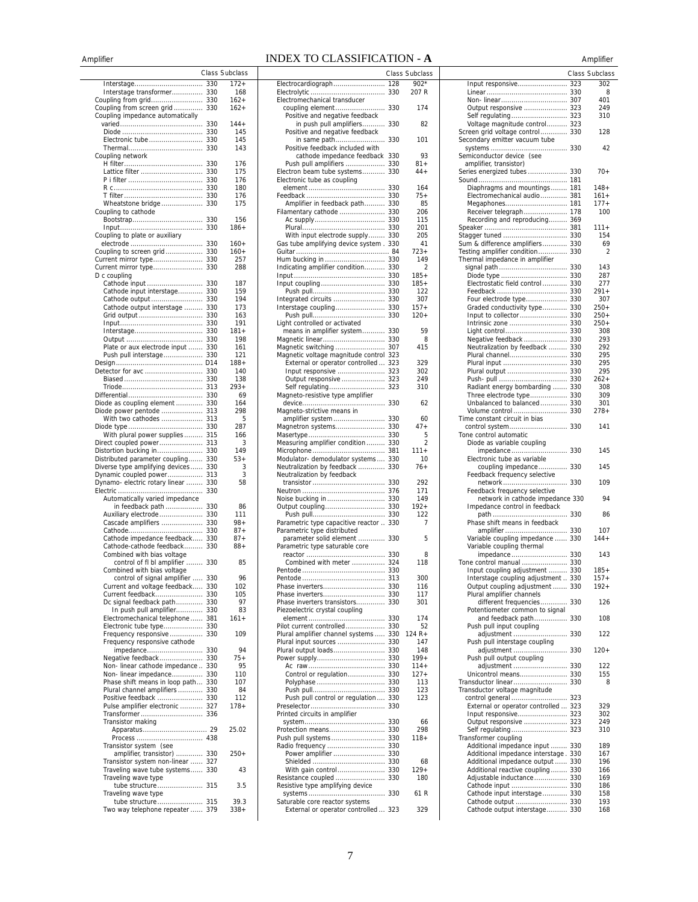# INDEX TO CLASSIFICATION - A

| | Class | Subclass |
|---|---|---|
| Interstage | 330 | 172+ |
| Interstage transformer | 330 | 168 |
| Coupling from grid | 330 | 162+ |
| Coupling from screen grid | 330 | 162+ |
| Coupling impedance automatically varied | 330 | 144+ |
| Diode | 330 | 145 |
| Electronic tube | 330 | 145 |
| Thermal | 330 | 143 |
| Coupling network | | |
| H filter | 330 | 176 |
| Lattice filter | 330 | 175 |
| P i filter | 330 | 176 |
| R c | 330 | 180 |
| T filter | 330 | 176 |
| Wheatstone bridge | 330 | 175 |
| Coupling to cathode | | |
| Bootstrap | 330 | 156 |
| Input | 330 | 186+ |
| Coupling to plate or auxiliary electrode | 330 | 160+ |
| Coupling to screen grid | 330 | 160+ |
| Current mirror type | 330 | 257 |
| Current mirror type | 330 | 288 |
| D c coupling | | |
| Cathode input | 330 | 187 |
| Cathode input interstage | 330 | 159 |
| Cathode output | 330 | 194 |
| Cathode output interstage | 330 | 173 |
| Grid output | 330 | 163 |
| Input | 330 | 191 |
| Interstage | 330 | 181+ |
| Output | 330 | 198 |
| Plate or aux electrode input | 330 | 161 |
| Push pull interstage | 330 | 121 |
| Design | D14 | 188+ |
| Detector for avc | 330 | 140 |
| Biased | 330 | 138 |
| Triode | 313 | 293+ |
| Differential | 330 | 69 |
| Diode as coupling element | 330 | 164 |
| Diode power pentode | 313 | 298 |
| With two cathodes | 313 | 5 |
| Diode type | 330 | 287 |
| With plural power supplies | 315 | 166 |
| Direct coupled power | 313 | 3 |
| Distortion bucking in | 330 | 149 |
| Distributed parameter coupling | 330 | 53+ |
| Diverse type amplifying devices | 330 | 3 |
| Dynamic coupled power | 313 | 3 |
| Dynamo- electric rotary linear | 330 | 58 |
| Electric | 330 | |
| Automatically varied impedance in feedback path | 330 | 86 |
| Auxiliary electrode | 330 | 111 |
| Cascade amplifiers | 330 | 98+ |
| Cathode | 330 | 87+ |
| Cathode impedance feedback | 330 | 87+ |
| Cathode-cathode feedback | 330 | 88+ |
| Combined with bias voltage control of fl bl amplifier | 330 | 85 |
| Combined with bias voltage control of signal amplifier | 330 | 96 |
| Current and voltage feedback | 330 | 102 |
| Current feedback | 330 | 105 |
| Dc signal feedback path | 330 | 97 |
| In push pull amplifier | 330 | 83 |
| Electromechanical telephone | 381 | 161+ |
| Electronic tube type | 330 | |
| Frequency responsive | 330 | 109 |
| Frequency responsive cathode impedance | 330 | 94 |
| Negative feedback | 330 | 75+ |
| Non- linear cathode impedance | 330 | 95 |
| Non- linear impedance | 330 | 110 |
| Phase shift means in loop path | 330 | 107 |
| Plural channel amplifiers | 330 | 84 |
| Positive feedback | 330 | 112 |
| Pulse amplifier electronic | 327 | 178+ |
| Transformer | 336 | |
| Transistor making | | |
| Apparatus | 29 | 25.02 |
| Process | 438 | |
| Transistor system (see amplifier, transistor) | 330 | 250+ |
| Transistor system non-linear | 327 | |
| Traveling wave tube systems | 330 | 43 |
| Traveling wave type tube structure | 315 | 3.5 |
| Traveling wave type tube structure | 315 | 39.3 |
| Two way telephone repeater | 379 | 338+ |
| Electrocardiograph | 128 | 902* |
| Electrolytic | 330 | 207 R |
| Electromechanical transducer coupling element | 330 | 174 |
| Positive and negative feedback in push pull amplifiers | 330 | 82 |
| Positive and negative feedback in same path | 330 | 101 |
| Positive feedback included with cathode impedance feedback | 330 | 93 |
| Push pull amplifiers | 330 | 81+ |
| Electron beam tube systems | 330 | 44+ |
| Electronic tube as coupling element | 330 | 164 |
| Feedback | 330 | 75+ |
| Amplifier in feedback path | 330 | 85 |
| Filamentary cathode | 330 | 206 |
| Ac supply | 330 | 115 |
| Plural | 330 | 201 |
| With input electrode supply | 330 | 205 |
| Gas tube amplifying device system | 330 | 41 |
| Guitar | 84 | 723+ |
| Hum bucking in | 330 | 149 |
| Indicating amplifier condition | 330 | 2 |
| Input | 330 | 185+ |
| Input coupling | 330 | 185+ |
| Push pull | 330 | 122 |
| Integrated circuits | 330 | 307 |
| Interstage coupling | 330 | 157+ |
| Push pull | 330 | 120+ |
| Light controlled or activated means in amplifier system | 330 | 59 |
| Magnetic linear | 330 | 8 |
| Magnetic switching | 307 | 415 |
| Magnetic voltage magnitude control | 323 | |
| External or operator controlled | 323 | 329 |
| Input responsive | 323 | 302 |
| Output responsive | 323 | 249 |
| Self regulating | 323 | 310 |
| Magneto-resistive type amplifier device | 330 | 62 |
| Magneto-strictive means in amplifier system | 330 | 60 |
| Magnetron systems | 330 | 47+ |
| Masertype | 330 | 5 |
| Measuring amplifier condition | 330 | 2 |
| Microphone | 381 | 111+ |
| Modulator- demodulator systems | 330 | 10 |
| Neutralization by feedback | 330 | 76+ |
| Neutralization by feedback transistor | 330 | 292 |
| Neutron | 376 | 171 |
| Noise bucking in | 330 | 149 |
| Output coupling | 330 | 192+ |
| Push pull | 330 | 122 |
| Parametric type capacitive reactor | 330 | 7 |
| Parametric type distributed parameter solid element | 330 | 5 |
| Parametric type saturable core reactor | 330 | 8 |
| Combined with meter | 324 | 118 |
| Pentode | 330 | |
| Pentode | 313 | 300 |
| Phase inverters | 330 | 116 |
| Phase inverters | 330 | 117 |
| Phase inverters transistors | 330 | 301 |
| Piezoelectric crystal coupling element | 330 | 174 |
| Pilot current controlled | 330 | 52 |
| Plural amplifier channel systems | 330 | 124 R+ |
| Plural input sources | 330 | 147 |
| Plural output loads | 330 | 148 |
| Power supply | 330 | 199+ |
| Ac raw | 330 | 114+ |
| Control or regulation | 330 | 127+ |
| Polyphase | 330 | 113 |
| Push pull | 330 | 123 |
| Push pull control or regulation | 330 | 123 |
| Preselector | 330 | |
| Printed circuits in amplifier system | 330 | 66 |
| Protection means | 330 | 298 |
| Push pull systems | 330 | 118+ |
| Radio frequency | 330 | |
| Power amplifier | 330 | |
| Shielded | 330 | 68 |
| With gain control | 330 | 129+ |
| Resistance coupled | 330 | 180 |
| Resistive type amplifying device systems | 330 | 61 R |
| Saturable core reactor systems | | |
| External or operator controlled | 323 | 329 |
| Input responsive | 323 | 302 |
| Linear | 330 | 8 |
| Non- linear | 307 | 401 |
| Output responsive | 323 | 249 |
| Self regulating | 323 | 310 |
| Voltage magnitude control | 323 | |
| Screen grid voltage control | 330 | 128 |
| Secondary emitter vacuum tube systems | 330 | 42 |
| Semiconductor device (see amplifier, transistor) | | |
| Series energized tubes | 330 | 70+ |
| Sound | 181 | |
| Diaphragms and mountings | 181 | 148+ |
| Electromechanical audio | 381 | 161+ |
| Megaphones | 181 | 177+ |
| Receiver telegraph | 178 | 100 |
| Recording and reproducing | 369 | |
| Speaker | 381 | 111+ |
| Stagger tuned | 330 | 154 |
| Sum & difference amplifiers | 330 | 69 |
| Testing amplifier condition | 330 | 2 |
| Thermal impedance in amplifier signal path | 330 | 143 |
| Diode type | 330 | 287 |
| Electrostatic field control | 330 | 277 |
| Feedback | 330 | 291+ |
| Four electrode type | 330 | 307 |
| Graded conductivity type | 330 | 250+ |
| Input to collector | 330 | 250+ |
| Intrinsic zone | 330 | 250+ |
| Light control | 330 | 308 |
| Negative feedback | 330 | 293 |
| Neutralization by feedback | 330 | 292 |
| Plural channel | 330 | 295 |
| Plural input | 330 | 295 |
| Plural output | 330 | 295 |
| Push- pull | 330 | 262+ |
| Radiant energy bombarding | 330 | 308 |
| Three electrode type | 330 | 309 |
| Unbalanced to balanced | 330 | 301 |
| Volume control | 330 | 278+ |
| Time constant circuit in bias control system | 330 | 141 |
| Tone control automatic | | |
| Diode as variable coupling impedance | 330 | 145 |
| Electronic tube as variable coupling impedance | 330 | 145 |
| Feedback frequency selective network | 330 | 109 |
| Feedback frequency selective network in cathode impedance | 330 | 94 |
| Impedance control in feedback path | 330 | 86 |
| Phase shift means in feedback amplifier | 330 | 107 |
| Variable coupling impedance | 330 | 144+ |
| Variable coupling thermal impedance | 330 | 143 |
| Tone control manual | 330 | |
| Input coupling adjustment | 330 | 185+ |
| Interstage coupling adjustment | 330 | 157+ |
| Output coupling adjustment | 330 | 192+ |
| Plural amplifier channels different frequencies | 330 | 126 |
| Potentiometer common to signal and feedback path | 330 | 108 |
| Push pull input coupling adjustment | 330 | 122 |
| Push pull interstage coupling adjustment | 330 | 120+ |
| Push pull output coupling adjustment | 330 | 122 |
| Unicontrol means | 330 | 155 |
| Transductor linear | 330 | 8 |
| Transductor voltage magnitude control general | 323 | |
| External or operator controlled | 323 | 329 |
| Input responsive | 323 | 302 |
| Output responsive | 323 | 249 |
| Self regulating | 323 | 310 |
| Transformer coupling | | |
| Additional impedance input | 330 | 189 |
| Additional impedance interstage | 330 | 167 |
| Additional impedance output | 330 | 196 |
| Additional reactive coupling | 330 | 166 |
| Adjustable inductance | 330 | 169 |
| Cathode input | 330 | 186 |
| Cathode input interstage | 330 | 158 |
| Cathode output | 330 | 193 |
| Cathode output interstage | 330 | 168 |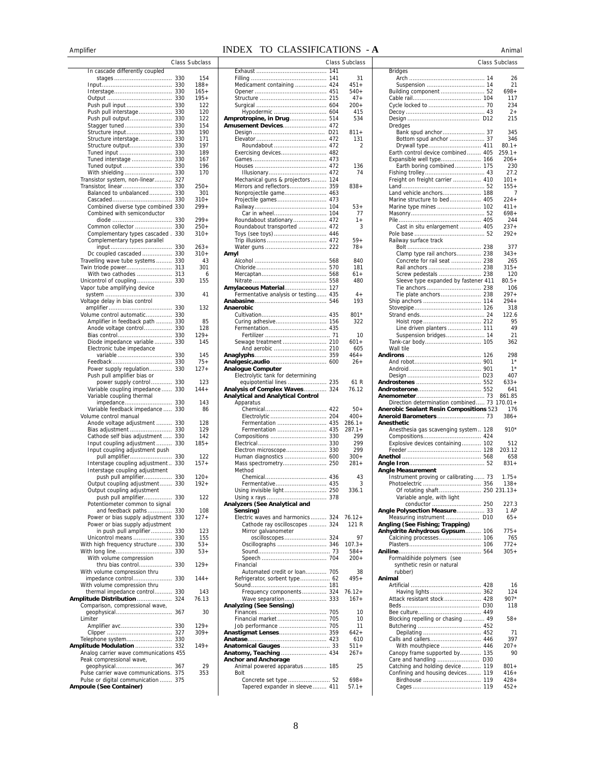# INDEX TO CLASSIFICATIONS - A

| | Class | Subclass |
|---|---|---|
| In cascade differently coupled | | |
| stages | 330 | 154 |
| Input | 330 | 188+ |
| Interstage | 330 | 165+ |
| Output | 330 | 195+ |
| Push pull input | 330 | 122 |
| Push pull interstage | 330 | 120 |
| Push pull output | 330 | 122 |
| Stagger tuned | 330 | 154 |
| Structure input | 330 | 190 |
| Structure interstage | 330 | 171 |
| Structure output | 330 | 197 |
| Tuned input | 330 | 189 |
| Tuned interstage | 330 | 167 |
| Tuned output | 330 | 196 |
| With shielding | 330 | 170 |
| Transistor system, non-linear | 327 | |
| Transistor, linear | 330 | 250+ |
| Balanced to unbalanced | 330 | 301 |
| Cascaded | 330 | 310+ |
| Combined diverse type combined | 330 | 299+ |
| Combined with semiconductor | | |
| diode | 330 | 299+ |
| Common collector | 330 | 250+ |
| Complementary types cascaded | 330 | 310+ |
| Complementary types parallel | | |
| input | 330 | 263+ |
| Dc coupled cascaded | 330 | 310+ |
| Travelling wave tube systems | 330 | 43 |
| Twin triode power | 313 | 301 |
| With two cathodes | 313 | 6 |
| Unicontrol of coupling | 330 | 155 |
| Vapor tube amplifying device | | |
| system | 330 | 41 |
| Voltage delay in bias control | | |
| amplifier | 330 | 132 |
| Volume control automatic | 330 | |
| Amplifier in feedback path | 330 | 85 |
| Anode voltage control | 330 | 128 |
| Bias control | 330 | 129+ |
| Diode impedance variable | 330 | 145 |
| Electronic tube impedance | | |
| variable | 330 | 145 |
| Feedback | 330 | 75+ |
| Power supply regulation | 330 | 127+ |
| Push pull amplifier bias or | | |
| power supply control | 330 | 123 |
| Variable coupling impedance | 330 | 144+ |
| Variable coupling thermal | | |
| impedance | 330 | 143 |
| Variable feedback impedance | 330 | 86 |
| Volume control manual | | |
| Anode voltage adjustment | 330 | 128 |
| Bias adjustment | 330 | 129 |
| Cathode self bias adjustment | 330 | 142 |
| Input coupling adjustment | 330 | 185+ |
| Input coupling adjustment push | | |
| pull amplifier | 330 | 122 |
| Interstage coupling adjustment | 330 | 157+ |
| Interstage coupling adjustment | | |
| push pull amplifier | 330 | 120+ |
| Output coupling adjustment | 330 | 192+ |
| Output coupling adjustment | | |
| push pull amplifier | 330 | 122 |
| Potentiometer common to signal | | |
| and feedback paths | 330 | 108 |
| Power or bias supply adjustment | 330 | 127+ |
| Power or bias supply adjustment | | |
| in push pull amplifier | 330 | 123 |
| Unicontrol means | 330 | 155 |
| With high frequency structure | 330 | 53+ |
| With long line | 330 | 53+ |
| With volume compression | | |
| thru bias control | 330 | 129+ |
| With volume compression thru | | |
| impedance control | 330 | 144+ |
| With volume compression thru | | |
| thermal impedance control | 330 | 143 |
| **Amplitude Distribution** | 324 | 76.13 |
| Comparison, compressional wave, | | |
| geophysical | 367 | 30 |
| Limiter | | |
| Amplifier avc | 330 | 129+ |
| Clipper | 327 | 309+ |
| Telephone system | 330 | |
| **Amplitude Modulation** | 332 | 149+ |
| Analog carrier wave communications | 455 | |
| Peak compressional wave, | | |
| geophysical | 367 | 29 |
| Pulse carrier wave communications. | 375 | 353 |
| Pulse or digital communication | 375 | |
| **Ampoule (See Container)** | | |
| Exhaust | 141 | |
| Filling | 141 | 31 |
| Medicament containing | 424 | 451+ |
| Opener | 451 | 540+ |
| Structure | 215 | 47+ |
| Surgical | 604 | 200+ |
| Hypodermic | 604 | 415 |
| **Amprotropine, in Drug** | 514 | 534 |
| **Amusement Devices** | 472 | |
| Design | D21 | 811+ |
| Elevator | 472 | 131 |
| Roundabout | 472 | 2 |
| Exercising devices | 482 | |
| Games | 473 | |
| Houses | 472 | 136 |
| Illusionary | 472 | 74 |
| Mechanical guns & projectors | 124 | |
| Mirrors and reflectors | 359 | 838+ |
| Nonprojectile game | 463 | |
| Projectile games | 473 | |
| Railway | 104 | 53+ |
| Car in wheel | 104 | 77 |
| Roundabout stationary | 472 | 1+ |
| Roundabout transported | 472 | 3 |
| Toys (see toys) | 446 | |
| Trip illusions | 472 | 59+ |
| Water guns | 222 | 78+ |
| **Amyl** | | |
| Alcohol | 568 | 840 |
| Chloride | 570 | 181 |
| Mercaptan | 568 | 61+ |
| Nitrate | 558 | 480 |
| **Amylaceous Material** | 127 | |
| Fermentative analysis or testing | 435 | 4+ |
| **Anabasine** | 546 | 193 |
| **Anaerobic** | | |
| Cultivation | 435 | 801* |
| Curing adhesive | 156 | 322 |
| Fermentation | 435 | |
| Fertilizer | 71 | 10 |
| Sewage treatment | 210 | 601+ |
| And aerobic | 210 | 605 |
| **Anaglyphs** | 359 | 464+ |
| **Analgesic,audio** | 600 | 26+ |
| **Analogue Computer** | | |
| Electrolytic tank for determining | | |
| equipotential lines | 235 | 61 R |
| **Analysis of Complex Waves** | 324 | 76.12 |
| **Analytical and Analytical Control** | | |
| Apparatus | | |
| Chemical | 422 | 50+ |
| Electrolytic | 204 | 400+ |
| Fermentation | 435 | 286.1+ |
| Fermentation | 435 | 287.1+ |
| Compositions | 330 | 299 |
| Electrical | 330 | 299 |
| Electron microscope | 330 | 299 |
| Human diagnostics | 600 | 300+ |
| Mass spectrometry | 250 | 281+ |
| Method | | |
| Chemical | 436 | 43 |
| Fermentative | 435 | 3 |
| Using invisible light | 250 | 336.1 |
| Using x rays | 378 | |
| **Analyzers (See Analytical and Sensing)** | | |
| Electric waves and harmonics | 324 | 76.12+ |
| Cathode ray oscilloscopes | 324 | 121 R |
| Mirror galvanometer | | |
| oscilloscopes | 324 | 97 |
| Oscillographs | 346 | 107.3+ |
| Sound | 73 | 584+ |
| Speech | 704 | 200+ |
| Financial | | |
| Automated credit or loan | 705 | 38 |
| Refrigerator, sorbent type | 62 | 495+ |
| Sound | 181 | |
| Frequency components | 324 | 76.12+ |
| Wave separation | 333 | 167+ |
| **Analyzing (See Sensing)** | | |
| Finances | 705 | 10 |
| Financial market | 705 | 10 |
| Job performance | 705 | 11 |
| **Anastigmat Lenses** | 359 | 642+ |
| **Anatase** | 423 | 610 |
| **Anatomical Gauges** | 33 | 511+ |
| **Anatomy, Teaching** | 434 | 267+ |
| **Anchor and Anchorage** | | |
| Animal powered apparatus | 185 | 25 |
| Bolt | | |
| Concrete set type | 52 | 698+ |
| Tapered expander in sleeve | 411 | 57.1+ |
| Bridges | | |
| Arch | 14 | 26 |
| Suspension | 14 | 21 |
| Building component | 52 | 698+ |
| Cable rail | 104 | 117 |
| Cycle locked to | 70 | 234 |
| Decoy | 43 | 2+ |
| Design | D12 | 215 |
| Dredges | | |
| Bank spud anchor | 37 | 345 |
| Bottom spud anchor | 37 | 346 |
| Drywall type | 411 | 80.1+ |
| Earth control device combined | 405 | 259.1+ |
| Expansible well type | 166 | 206+ |
| Earth boring combined | 175 | 230 |
| Fishing trolley | 43 | 27.2 |
| Freight on freight carrier | 410 | 101+ |
| Land | 52 | 155+ |
| Land vehicle anchors | 188 | 7 |
| Marine structure to bed | 405 | 224+ |
| Marine type mines | 102 | 411+ |
| Masonry | 52 | 698+ |
| Pile | 405 | 244 |
| Cast in situ enlargement | 405 | 237+ |
| Pole base | 52 | 292+ |
| Railway surface track | | |
| Bolt | 238 | 377 |
| Clamp type rail anchors | 238 | 343+ |
| Concrete for rail seat | 238 | 265 |
| Rail anchors | 238 | 315+ |
| Screw pedestals | 238 | 120 |
| Sleeve type expanded by fastener | 411 | 80.5+ |
| Tie anchors | 238 | 106 |
| Tie plate anchors | 238 | 297+ |
| Ship anchors | 114 | 294+ |
| Stovepipe | 126 | 318 |
| Strand ends | 24 | 122.6 |
| Hoist rope | 212 | 95 |
| Line driven planters | 111 | 49 |
| Suspension bridges | 14 | 21 |
| Tank-car body | 105 | 362 |
| Wall tile | | |
| **Andirons** | 126 | 298 |
| And robot | 901 | 1* |
| Android | 901 | 1* |
| Design | D23 | 407 |
| **Androstenes** | 552 | 633+ |
| **Androsterone** | 552 | 641 |
| **Anemometer** | 73 | 861.85 |
| Direction determination combined | 73 | 170.01+ |
| **Anerobic Sealant Resin Compositions** | 523 | 176 |
| **Aneroid Barometers** | 73 | 386+ |
| **Anesthetic** | | |
| Anesthesia gas scavenging system | 128 | 910* |
| Compositions | 424 | |
| Explosive devices containing | 102 | 512 |
| Feeder | 128 | 203.12 |
| **Anethol** | 568 | 658 |
| **Angle Iron** | 52 | 831+ |
| **Angle Measurement** | | |
| Instrument proving or calibrating | 73 | 1.75+ |
| Photoelectric | 356 | 138+ |
| Of rotating shaft | 250 | 231.13+ |
| Variable angle, with light | | |
| conductor | 250 | 227.3 |
| **Angle Polysection Measure** | 33 | 1 AP |
| Measuring instrument | D10 | 65+ |
| **Angling (See Fishing; Trapping)** | | |
| **Anhydrite Anhydrous Gypsum** | 106 | 775+ |
| Calcining processes | 106 | 765 |
| Plasters | 106 | 772+ |
| **Aniline** | 564 | 305+ |
| Formaldihide polymers (see | | |
| synthetic resin or natural | | |
| rubber) | | |
| **Animal** | | |
| Artificial | 428 | 16 |
| Having lights | 362 | 124 |
| Attack resistant stock | 428 | 907* |
| Beds | D30 | 118 |
| Bee culture | 449 | |
| Blocking repelling or chasing | 49 | 58+ |
| Butchering | 452 | |
| Depilating | 452 | 71 |
| Calls and callers | 446 | 397 |
| With mouthpiece | 446 | 207+ |
| Canopy frame supported by | 135 | 90 |
| Care and handling | D30 | |
| Catching and holding device | 119 | 801+ |
| Confining and housing devices | 119 | 416+ |
| Birdhouse | 119 | 428+ |
| Cages | 119 | 452+ |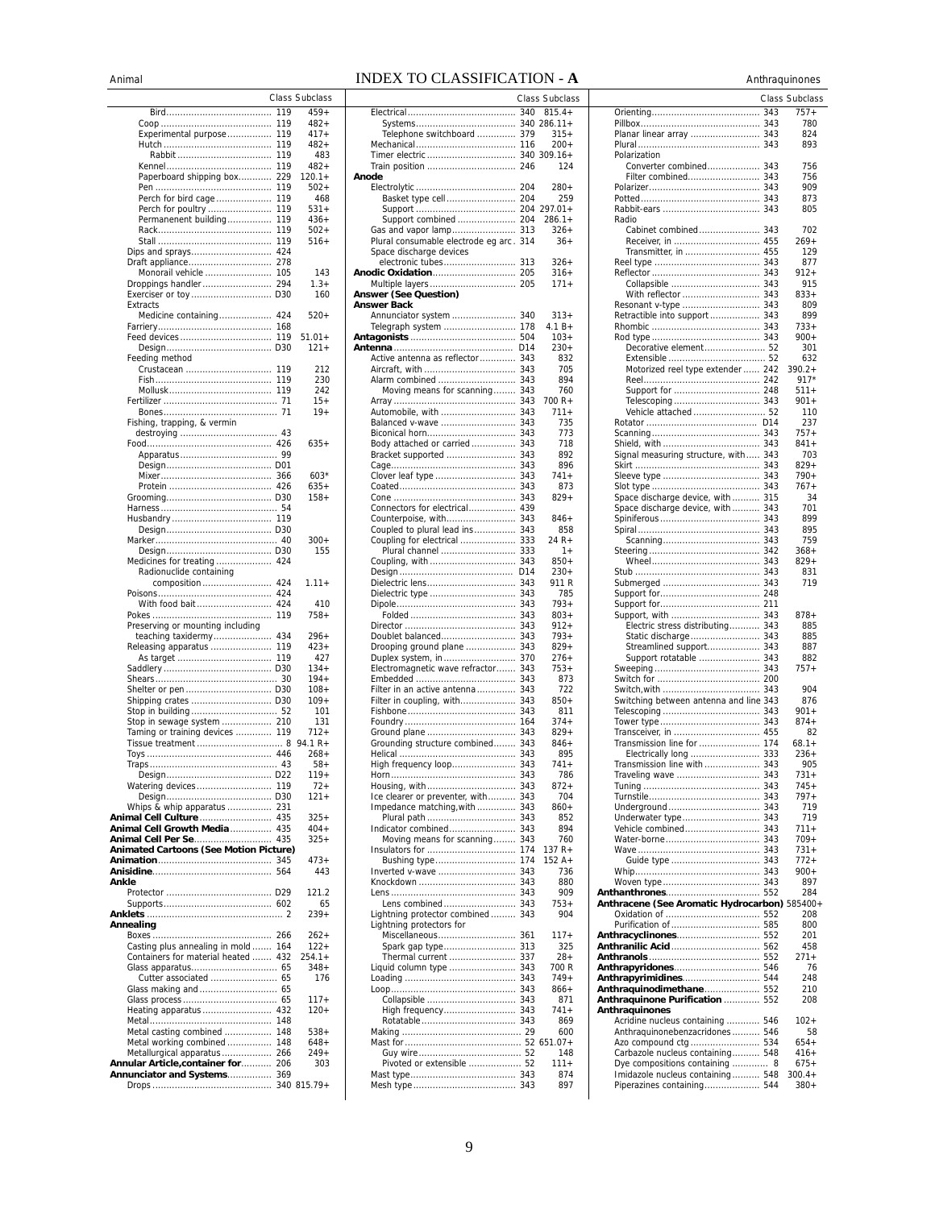# INDEX TO CLASSIFICATION - A

| | Class | Subclass |
|---|---|---|
| Bird | 119 | 459+ |
| Coop | 119 | 482+ |
| Experimental purpose | 119 | 417+ |
| Hutch | 119 | 482+ |
| Rabbit | 119 | 483 |
| Kennel | 119 | 482+ |
| Paperboard shipping box | 229 | 120.1+ |
| Pen | 119 | 502+ |
| Perch for bird cage | 119 | 468 |
| Perch for poultry | 119 | 531+ |
| Permanenent building | 119 | 436+ |
| Rack | 119 | 502+ |
| Stall | 119 | 516+ |
| Dips and sprays | 424 | |
| Draft appliance | 278 | |
| Monorail vehicle | 105 | 143 |
| Droppings handler | 294 | 1.3+ |
| Exerciser or toy | D30 | 160 |
| Extracts | | |
| Medicine containing | 424 | 520+ |
| Farriery | 168 | |
| Feed devices | 119 | 51.01+ |
| Design | D30 | 121+ |
| Feeding method | | |
| Crustacean | 119 | 212 |
| Fish | 119 | 230 |
| Mollusk | 119 | 242 |
| Fertilizer | 71 | 15+ |
| Bones | 71 | 19+ |
| Fishing, trapping, & vermin destroying | 43 | |
| Food | 426 | 635+ |
| Apparatus | 99 | |
| Design | D01 | |
| Mixer | 366 | 603* |
| Protein | 426 | 635+ |
| Grooming | D30 | 158+ |
| Harness | 54 | |
| Husbandry | 119 | |
| Design | D30 | |
| Marker | 40 | 300+ |
| Design | D30 | 155 |
| Medicines for treating | 424 | |
| Radionuclide containing composition | 424 | 1.11+ |
| Poisons | 424 | |
| With food bait | 424 | 410 |
| Pokes | 119 | 758+ |
| Preserving or mounting including teaching taxidermy | 434 | 296+ |
| Releasing apparatus | 119 | 423+ |
| As target | 119 | 427 |
| Saddlery | D30 | 134+ |
| Shears | 30 | 194+ |
| Shelter or pen | D30 | 108+ |
| Shipping crates | D30 | 109+ |
| Stop in building | 52 | 101 |
| Stop in sewage system | 210 | 131 |
| Taming or training devices | 119 | 712+ |
| Tissue treatment | 8 | 94.1 R+ |
| Toys | 446 | 268+ |
| Traps | 43 | 58+ |
| Design | D22 | 119+ |
| Watering devices | 119 | 72+ |
| Design | D30 | 121+ |
| Whips & whip apparatus | 231 | |
| **Animal Cell Culture** | 435 | 325+ |
| **Animal Cell Growth Media** | 435 | 404+ |
| **Animal Cell Per Se** | 435 | 325+ |
| **Animated Cartoons (See Motion Picture)** | | |
| **Animation** | 345 | 473+ |
| **Anisidine** | 564 | 443 |
| **Ankle** | | |
| Protector | D29 | 121.2 |
| Supports | 602 | 65 |
| **Anklets** | 2 | 239+ |
| **Annealing** | | |
| Boxes | 266 | 262+ |
| Casting plus annealing in mold | 164 | 122+ |
| Containers for material heated | 432 | 254.1+ |
| Glass apparatus | 65 | 348+ |
| Cutter associated | 65 | 176 |
| Glass making and | 65 | |
| Glass process | 65 | 117+ |
| Heating apparatus | 432 | 120+ |
| Metal | 148 | |
| Metal casting combined | 148 | 538+ |
| Metal working combined | 148 | 648+ |
| Metallurgical apparatus | 266 | 249+ |
| **Annular Article,container for** | 206 | 303 |
| **Annunciator and Systems** | 369 | |
| Drops | 340 | 815.79+ |
| Electrical | 340 | 815.4+ |
| Systems | 340 | 286.11+ |
| Telephone switchboard | 379 | 315+ |
| Mechanical | 116 | 200+ |
| Timer electric | 340 | 309.16+ |
| Train position | 246 | 124 |
| **Anode** | | |
| Electrolytic | 204 | 280+ |
| Basket type cell | 204 | 259 |
| Support | 204 | 297.01+ |
| Support combined | 204 | 286.1+ |
| Gas and vapor lamp | 313 | 326+ |
| Plural consumable electrode eg arc | 314 | 36+ |
| Space discharge devices electronic tubes | 313 | 326+ |
| **Anodic Oxidation** | 205 | 316+ |
| Multiple layers | 205 | 171+ |
| **Answer (See Question)** | | |
| **Answer Back** | | |
| Annunciator system | 340 | 313+ |
| Telegraph system | 178 | 4.1 B+ |
| **Antagonists** | 504 | 103+ |
| **Antenna** | D14 | 230+ |
| Active antenna as reflector | 343 | 832 |
| Aircraft, with | 343 | 705 |
| Alarm combined | 343 | 894 |
| Moving means for scanning | 343 | 760 |
| Array | 343 | 700 R+ |
| Automobile, with | 343 | 711+ |
| Balanced v-wave | 343 | 735 |
| Biconical horn | 343 | 773 |
| Body attached or carried | 343 | 718 |
| Bracket supported | 343 | 892 |
| Cage | 343 | 896 |
| Clover leaf type | 343 | 741+ |
| Coated | 343 | 873 |
| Cone | 343 | 829+ |
| Connectors for electrical | 439 | |
| Counterpoise, with | 343 | 846+ |
| Coupled to plural lead ins | 343 | 858 |
| Coupling for electrical | 333 | 24 R+ |
| Plural channel | 333 | 1+ |
| Coupling, with | 343 | 850+ |
| Design | D14 | 230+ |
| Dielectric lens | 343 | 911 R |
| Dielectric type | 343 | 785 |
| Dipole | 343 | 793+ |
| Folded | 343 | 803+ |
| Director | 343 | 912+ |
| Doublet balanced | 343 | 793+ |
| Drooping ground plane | 343 | 829+ |
| Duplex system, in | 370 | 276+ |
| Electromagnetic wave refractor | 343 | 753+ |
| Embedded | 343 | 873 |
| Filter in an active antenna | 343 | 722 |
| Filter in coupling, with | 343 | 850+ |
| Fishbone | 343 | 811 |
| Foundry | 343 | 374+ |
| Ground plane | 343 | 829+ |
| Grounding structure combined | 343 | 846+ |
| Helical | 343 | 895 |
| High frequency loop | 343 | 741+ |
| Horn | 343 | 786 |
| Housing, with | 343 | 872+ |
| Ice clearer or preventer, with | 343 | 704 |
| Impedance matching,with | 343 | 860+ |
| Plural path | 343 | 852 |
| Indicator combined | 343 | 894 |
| Moving means for scanning | 343 | 760 |
| Insulators for | 174 | 137 R+ |
| Bushing type | 174 | 152 A+ |
| Inverted v-wave | 343 | 736 |
| Knockdown | 343 | 880 |
| Lens | 343 | 909 |
| Lens combined | 343 | 753+ |
| Lightning protector combined | 343 | 904 |
| Lightning protectors for | | |
| Miscellaneous | 361 | 117+ |
| Spark gap type | 313 | 325 |
| Thermal current | 337 | 28+ |
| Liquid column type | 343 | 700 R |
| Loading | 343 | 749+ |
| Loop | 343 | 866+ |
| Collapsible | 343 | 871 |
| High frequency | 343 | 741+ |
| Rotatable | 343 | 869 |
| Making | 29 | 600 |
| Mast for | 52 | 651.07+ |
| Guy wire | 52 | 148 |
| Pivoted or extensible | 52 | 111+ |
| Mast type | 343 | 874 |
| Mesh type | 343 | 897 |
| Orienting | 343 | 757+ |
| Pillbox | 343 | 780 |
| Planar linear array | 343 | 824 |
| Plural | 343 | 893 |
| Polarization | | |
| Converter combined | 343 | 756 |
| Filter combined | 343 | 756 |
| Polarizer | 343 | 909 |
| Potted | 343 | 873 |
| Rabbit-ears | 343 | 805 |
| Radio | | |
| Cabinet combined | 343 | 702 |
| Receiver, in | 455 | 269+ |
| Transmitter, in | 455 | 129 |
| Reel type | 343 | 877 |
| Reflector | 343 | 912+ |
| Collapsible | 343 | 915 |
| With reflector | 343 | 833+ |
| Resonant v-type | 343 | 809 |
| Retractible into support | 343 | 899 |
| Rhombic | 343 | 733+ |
| Rod type | 343 | 900+ |
| Decorative element | 52 | 301 |
| Extensible | 52 | 632 |
| Motorized reel type extender | 242 | 390.2+ |
| Reel | 242 | 917* |
| Support for | 248 | 511+ |
| Telescoping | 343 | 901+ |
| Vehicle attached | 52 | 110 |
| Rotator | D14 | 237 |
| Scanning | 343 | 757+ |
| Shield, with | 343 | 841+ |
| Signal measuring structure, with | 343 | 703 |
| Skirt | 343 | 829+ |
| Sleeve type | 343 | 790+ |
| Slot type | 343 | 767+ |
| Space discharge device, with | 315 | 34 |
| Space discharge device, with | 343 | 701 |
| Spiniferous | 343 | 899 |
| Spiral | 343 | 895 |
| Scanning | 343 | 759 |
| Steering | 342 | 368+ |
| Wheel | 343 | 829+ |
| Stub | 343 | 831 |
| Submerged | 343 | 719 |
| Support for | 248 | |
| Support for | 211 | |
| Support, with | 343 | 878+ |
| Electric stress distributing | 343 | 885 |
| Static discharge | 343 | 885 |
| Streamlined support | 343 | 887 |
| Support rotatable | 343 | 882 |
| Sweeping | 343 | 757+ |
| Switch for | 200 | |
| Switch,with | 343 | 904 |
| Switching between antenna and line | 343 | 876 |
| Telescoping | 343 | 901+ |
| Tower type | 343 | 874+ |
| Transceiver, in | 455 | 82 |
| Transmission line for | 174 | 68.1+ |
| Electrically long | 333 | 236+ |
| Transmission line with | 343 | 905 |
| Traveling wave | 343 | 731+ |
| Tuning | 343 | 745+ |
| Turnstile | 343 | 797+ |
| Underground | 343 | 719 |
| Underwater type | 343 | 719 |
| Vehicle combined | 343 | 711+ |
| Water-borne | 343 | 709+ |
| Wave | 343 | 731+ |
| Guide type | 343 | 772+ |
| Whip | 343 | 900+ |
| Woven type | 343 | 897 |
| **Anthanthrones** | 552 | 284 |
| **Anthracene (See Aromatic Hydrocarbon)** | 585 | 400+ |
| Oxidation of | 552 | 208 |
| Purification of | 585 | 800 |
| **Anthracyclinones** | 552 | 201 |
| **Anthranilic Acid** | 562 | 458 |
| **Anthranols** | 552 | 271+ |
| **Anthrapyridones** | 546 | 76 |
| **Anthrapyrimidines** | 544 | 248 |
| **Anthraquinodimethane** | 552 | 210 |
| **Anthraquinone Purification** | 552 | 208 |
| **Anthraquinones** | | |
| Acridine nucleus containing | 546 | 102+ |
| Anthraquinonebenzacridones | 546 | 58 |
| Azo compound ctg | 534 | 654+ |
| Carbazole nucleus containing | 548 | 416+ |
| Dye compositions containing | 8 | 675+ |
| Imidazole nucleus containing | 548 | 300.4+ |
| Piperazines containing | 544 | 380+ |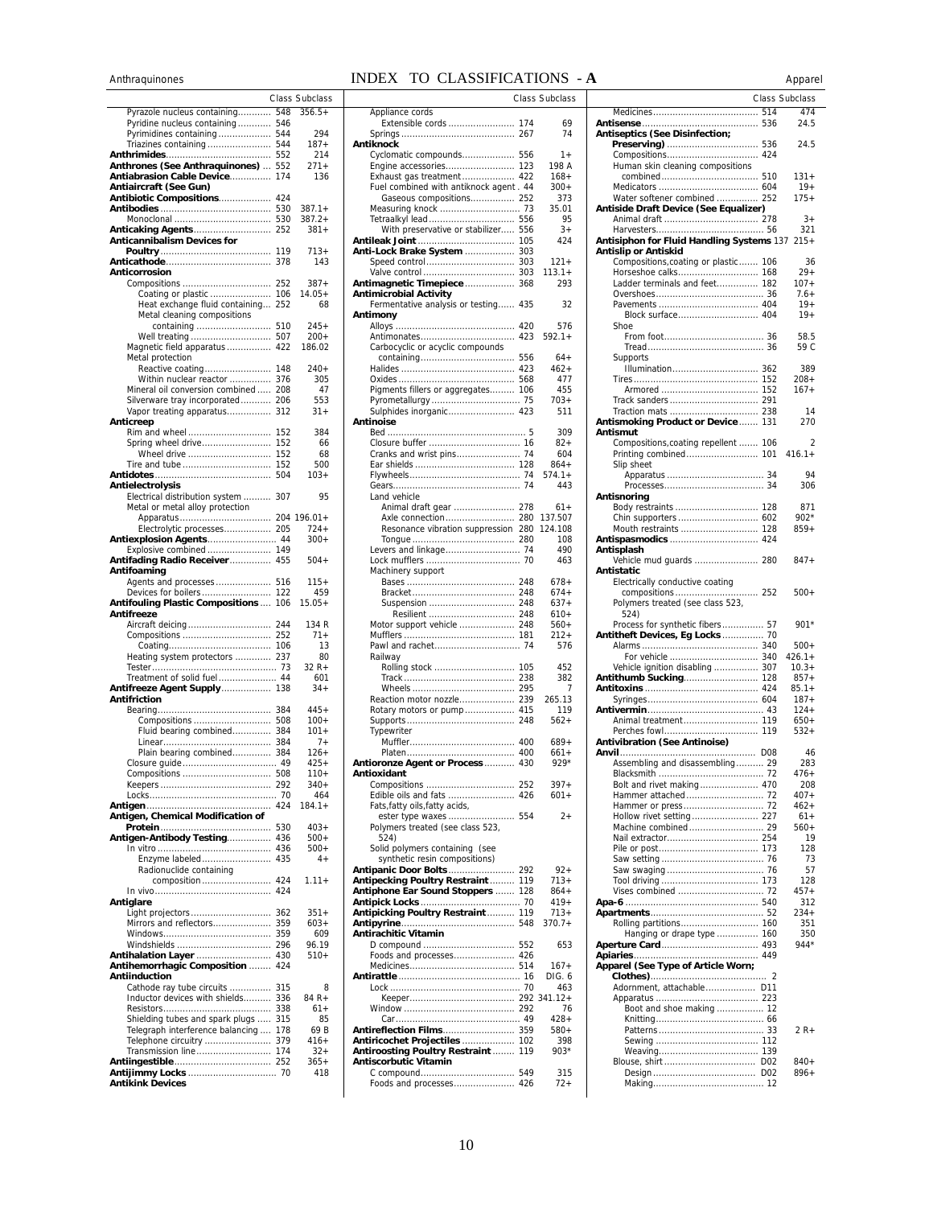# INDEX TO CLASSIFICATIONS - A

| | Class | Subclass |
|---|---|---|
| Pyrazole nucleus containing | 548 | 356.5+ |
| Pyridine nucleus containing | 546 | |
| Pyrimidines containing | 544 | 294 |
| Triazines containing | 544 | 187+ |
| **Anthrimides** | 552 | 214 |
| **Anthrones (See Anthraquinones)** | 552 | 271+ |
| **Antiabrasion Cable Device** | 174 | 136 |
| **Antiaircraft (See Gun)** | | |
| **Antibiotic Compositions** | 424 | |
| **Antibodies** | 530 | 387.1+ |
| Monoclonal | 530 | 387.2+ |
| **Anticaking Agents** | 252 | 381+ |
| **Anticannibalism Devices for Poultry** | 119 | 713+ |
| **Anticathode** | 378 | 143 |
| **Anticorrosion** | | |
| Compositions | 252 | 387+ |
| Coating or plastic | 106 | 14.05+ |
| Heat exchange fluid containing | 252 | 68 |
| Metal cleaning compositions containing | 510 | 245+ |
| Well treating | 507 | 200+ |
| Magnetic field apparatus | 422 | 186.02 |
| Metal protection | | |
| Reactive coating | 148 | 240+ |
| Within nuclear reactor | 376 | 305 |
| Mineral oil conversion combined | 208 | 47 |
| Silverware tray incorporated | 206 | 553 |
| Vapor treating apparatus | 312 | 31+ |
| **Anticreep** | | |
| Rim and wheel | 152 | 384 |
| Spring wheel drive | 152 | 66 |
| Wheel drive | 152 | 68 |
| Tire and tube | 152 | 500 |
| **Antidotes** | 504 | 103+ |
| **Antielectrolysis** | | |
| Electrical distribution system | 307 | 95 |
| Metal or metal alloy protection | | |
| Apparatus | 204 | 196.01+ |
| Electrolytic processes | 205 | 724+ |
| **Antiexplosion Agents** | 44 | 300+ |
| Explosive combined | 149 | |
| **Antifading Radio Receiver** | 455 | 504+ |
| **Antifoaming** | | |
| Agents and processes | 516 | 115+ |
| Devices for boilers | 122 | 459 |
| **Antifouling Plastic Compositions** | 106 | 15.05+ |
| **Antifreeze** | | |
| Aircraft deicing | 244 | 134 R |
| Compositions | 252 | 71+ |
| Coating | 106 | 13 |
| Heating system protectors | 237 | 80 |
| Tester | 73 | 32 R+ |
| Treatment of solid fuel | 44 | 601 |
| **Antifreeze Agent Supply** | 138 | 34+ |
| **Antifriction** | | |
| Bearing | 384 | 445+ |
| Compositions | 508 | 100+ |
| Fluid bearing combined | 384 | 101+ |
| Linear | 384 | 7+ |
| Plain bearing combined | 384 | 126+ |
| Closure guide | 49 | 425+ |
| Compositions | 508 | 110+ |
| Keepers | 292 | 340+ |
| Locks | 70 | 464 |
| **Antigen** | 424 | 184.1+ |
| **Antigen, Chemical Modification of Protein** | 530 | 403+ |
| **Antigen-Antibody Testing** | 436 | 500+ |
| In vitro | 436 | 500+ |
| Enzyme labeled | 435 | 4+ |
| Radionuclide containing composition | 424 | 1.11+ |
| In vivo | 424 | |
| **Antiglare** | | |
| Light projectors | 362 | 351+ |
| Mirrors and reflectors | 359 | 603+ |
| Windows | 359 | 609 |
| Windshields | 296 | 96.19 |
| **Antihalation Layer** | 430 | 510+ |
| **Antihemorrhagic Composition** | 424 | |
| **Antiinduction** | | |
| Cathode ray tube circuits | 315 | 8 |
| Inductor devices with shields | 336 | 84 R+ |
| Resistors | 338 | 61+ |
| Shielding tubes and spark plugs | 315 | 85 |
| Telegraph interference balancing | 178 | 69 B |
| Telephone circuitry | 379 | 416+ |
| Transmission line | 174 | 32+ |
| **Antiingestible** | 252 | 365+ |
| **Antijimmy Locks** | 70 | 418 |
| **Antikink Devices** | | |
| Appliance cords | | |
| Extensible cords | 174 | 69 |
| Springs | 267 | 74 |
| **Antiknock** | | |
| Cyclomatic compounds | 556 | 1+ |
| Engine accessories | 123 | 198 A |
| Exhaust gas treatment | 422 | 168+ |
| Fuel combined with antiknock agent | 44 | 300+ |
| Gaseous compositions | 252 | 373 |
| Measuring knock | 73 | 35.01 |
| Tetraalkyl lead | 556 | 95 |
| With preservative or stabilizer | 556 | 3+ |
| **Antileak Joint** | 105 | 424 |
| **Anti-Lock Brake System** | 303 | |
| Speed control | 303 | 121+ |
| Valve control | 303 | 113.1+ |
| **Antimagnetic Timepiece** | 368 | 293 |
| **Antimicrobial Activity** | | |
| Fermentative analysis or testing | 435 | 32 |
| **Antimony** | | |
| Alloys | 420 | 576 |
| Antimonates | 423 | 592.1+ |
| Carbocyclic or acyclic compounds containing | 556 | 64+ |
| Halides | 423 | 462+ |
| Oxides | 568 | 477 |
| Pigments fillers or aggregates | 106 | 455 |
| Pyrometallurgy | 75 | 703+ |
| Sulphides inorganic | 423 | 511 |
| **Antinoise** | | |
| Bed | 5 | 309 |
| Closure buffer | 16 | 82+ |
| Cranks and wrist pins | 74 | 604 |
| Ear shields | 128 | 864+ |
| Flywheels | 74 | 574.1+ |
| Gears | 74 | 443 |
| Land vehicle | | |
| Animal draft gear | 278 | 61+ |
| Axle connection | 280 | 137.507 |
| Resonance vibration suppression | 280 | 124.108 |
| Tongue | 280 | 108 |
| Levers and linkage | 74 | 490 |
| Lock mufflers | 70 | 463 |
| Machinery support | | |
| Bases | 248 | 678+ |
| Bracket | 248 | 674+ |
| Suspension | 248 | 637+ |
| Resilient | 248 | 610+ |
| Motor support vehicle | 248 | 560+ |
| Mufflers | 181 | 212+ |
| Pawl and rachet | 74 | 576 |
| Railway | | |
| Rolling stock | 105 | 452 |
| Track | 238 | 382 |
| Wheels | 295 | 7 |
| Reaction motor nozzle | 239 | 265.13 |
| Rotary motors or pump | 415 | 119 |
| Supports | 248 | 562+ |
| Typewriter | | |
| Muffler | 400 | 689+ |
| Platen | 400 | 661+ |
| **Antioronze Agent or Process** | 430 | 929* |
| **Antioxidant** | | |
| Compositions | 252 | 397+ |
| Edible oils and fats | 426 | 601+ |
| Fats,fatty oils,fatty acids, ester type waxes | 554 | 2+ |
| Polymers treated (see class 523, 524) | | |
| Solid polymers containing (see synthetic resin compositions) | | |
| **Antipanic Door Bolts** | 292 | 92+ |
| **Antipecking Poultry Restraint** | 119 | 713+ |
| **Antiphone Ear Sound Stoppers** | 128 | 864+ |
| **Antipick Locks** | 70 | 419+ |
| **Antipicking Poultry Restraint** | 119 | 713+ |
| **Antipyrine** | 548 | 370.7+ |
| **Antirachitic Vitamin** | | |
| D compound | 552 | 653 |
| Foods and processes | 426 | |
| Medicines | 514 | 167+ |
| **Antirattle** | 16 | DIG. 6 |
| Lock | 70 | 463 |
| Keeper | 292 | 341.12+ |
| Window | 292 | 76 |
| Car | 49 | 428+ |
| **Antireflection Films** | 359 | 580+ |
| **Antiricochet Projectiles** | 102 | 398 |
| **Antiroosting Poultry Restraint** | 119 | 903* |
| **Antiscorbutic Vitamin** | | |
| C compound | 549 | 315 |
| Foods and processes | 426 | 72+ |
| Medicines | 514 | 474 |
| **Antisense** | 536 | 24.5 |
| **Antiseptics (See Disinfection; Preserving)** | 536 | 24.5 |
| Compositions | 424 | |
| Human skin cleaning compositions combined | 510 | 131+ |
| Medicators | 604 | 19+ |
| Water softener combined | 252 | 175+ |
| **Antiside Draft Device (See Equalizer)** | | |
| Animal draft | 278 | 3+ |
| Harvesters | 56 | 321 |
| **Antisiphon for Fluid Handling Systems** | 137 | 215+ |
| **Antislip or Antiskid** | | |
| Compositions,coating or plastic | 106 | 36 |
| Horseshoe calks | 168 | 29+ |
| Ladder terminals and feet | 182 | 107+ |
| Overshoes | 36 | 7.6+ |
| Pavements | 404 | 19+ |
| Block surface | 404 | 19+ |
| Shoe | | |
| From foot | 36 | 58.5 |
| Tread | 36 | 59 C |
| Supports | | |
| Illumination | 362 | 389 |
| Tires | 152 | 208+ |
| Armored | 152 | 167+ |
| Track sanders | 291 | |
| Traction mats | 238 | 14 |
| **Antismoking Product or Device** | 131 | 270 |
| **Antismut** | | |
| Compositions,coating repellent | 106 | 2 |
| Printing combined | 101 | 416.1+ |
| Slip sheet | | |
| Apparatus | 34 | 94 |
| Processes | 34 | 306 |
| **Antisnoring** | | |
| Body restraints | 128 | 871 |
| Chin supporters | 602 | 902* |
| Mouth restraints | 128 | 859+ |
| **Antispasmodics** | 424 | |
| **Antisplash** | | |
| Vehicle mud guards | 280 | 847+ |
| **Antistatic** | | |
| Electrically conductive coating compositions | 252 | 500+ |
| Polymers treated (see class 523, 524) | | |
| Process for synthetic fibers | 57 | 901* |
| **Antitheft Devices, Eg Locks** | 70 | |
| Alarms | 340 | 500+ |
| For vehicle | 340 | 426.1+ |
| Vehicle ignition disabling | 307 | 10.3+ |
| **Antithumb Sucking** | 128 | 857+ |
| **Antitoxins** | 424 | 85.1+ |
| Syringes | 604 | 187+ |
| **Antivermin** | 43 | 124+ |
| Animal treatment | 119 | 650+ |
| Perches fowl | 119 | 532+ |
| **Antivibration (See Antinoise)** | | |
| **Anvil** | D08 | 46 |
| Assembling and disassembling | 29 | 283 |
| Blacksmith | 72 | 476+ |
| Bolt and rivet making | 470 | 208 |
| Hammer attached | 72 | 407+ |
| Hammer or press | 72 | 462+ |
| Hollow rivet setting | 227 | 61+ |
| Machine combined | 29 | 560+ |
| Nail extractor | 254 | 19 |
| Pile or post | 173 | 128 |
| Saw setting | 76 | 73 |
| Saw swaging | 76 | 57 |
| Tool driving | 173 | 128 |
| Vises combined | 72 | 457+ |
| **Apa-6** | 540 | 312 |
| **Apartments** | 52 | 234+ |
| Rolling partitions | 160 | 351 |
| Hanging or drape type | 160 | 350 |
| **Aperture Card** | 493 | 944* |
| **Apiaries** | 449 | |
| **Apparel (See Type of Article Worn; Clothes)** | 2 | |
| Adornment, attachable | D11 | |
| Apparatus | 223 | |
| Boot and shoe making | 12 | |
| Knitting | 66 | |
| Patterns | 33 | 2 R+ |
| Sewing | 112 | |
| Weaving | 139 | |
| Blouse, shirt | D02 | 840+ |
| Design | D02 | 896+ |
| Making | 12 | |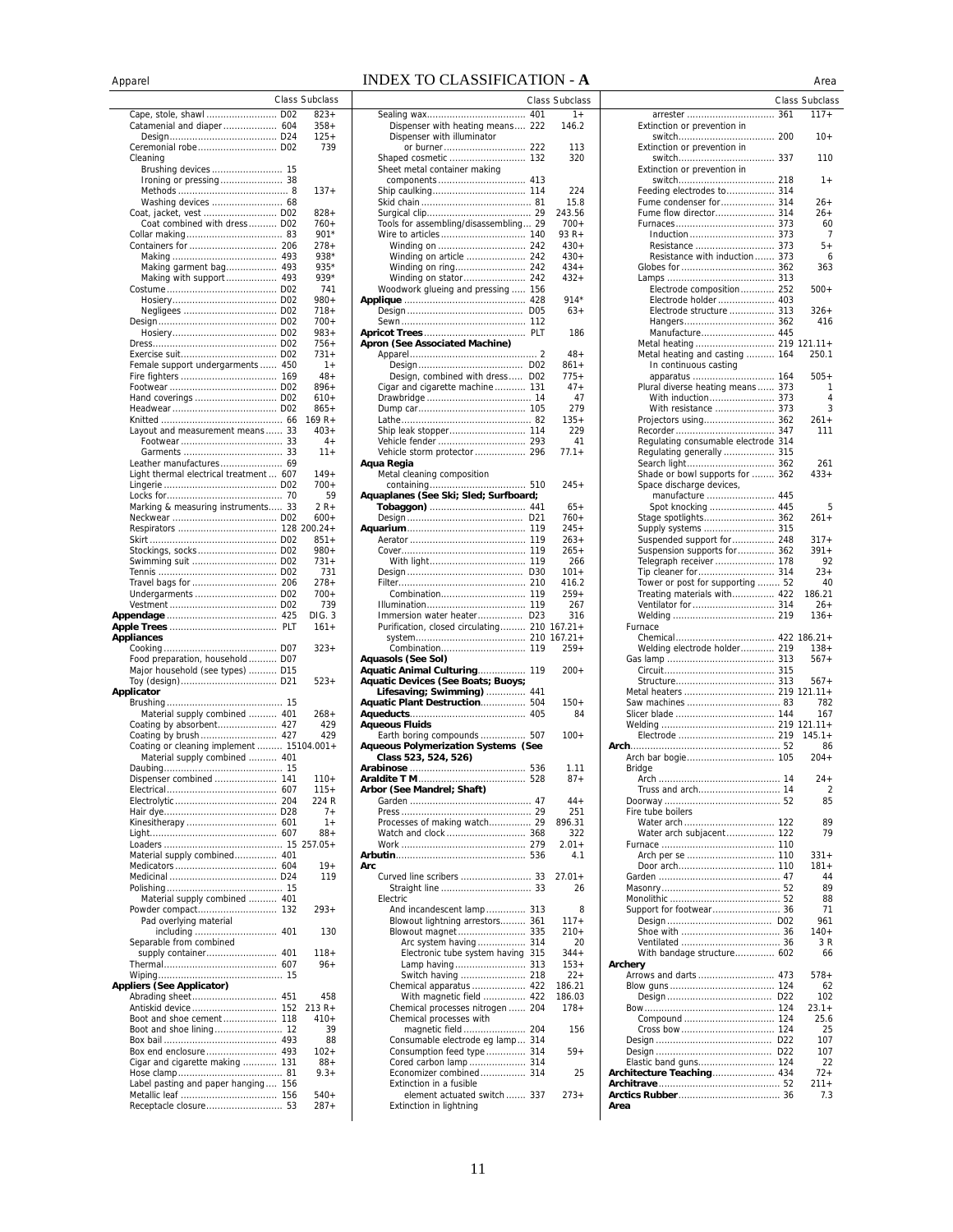# INDEX TO CLASSIFICATION - A

| | Class | Subclass |
|---|---|---|
| Cape, stole, shawl | D02 | 823+ |
| Catamenial and diaper | 604 | 358+ |
| Design | D24 | 125+ |
| Ceremonial robe | D02 | 739 |
| Cleaning | | |
| Brushing devices | 15 | |
| Ironing or pressing | 38 | |
| Methods | 8 | 137+ |
| Washing devices | 68 | |
| Coat, jacket, vest | D02 | 828+ |
| Coat combined with dress | D02 | 760+ |
| Collar making | 83 | 901* |
| Containers for | 206 | 278+ |
| Making | 493 | 938* |
| Making garment bag | 493 | 935* |
| Making with support | 493 | 939* |
| Costume | D02 | 741 |
| Hosiery | D02 | 980+ |
| Negligees | D02 | 718+ |
| Design | D02 | 700+ |
| Hosiery | D02 | 983+ |
| Dress | D02 | 756+ |
| Exercise suit | D02 | 731+ |
| Female support undergarments | 450 | 1+ |
| Fire fighters | 169 | 48+ |
| Footwear | D02 | 896+ |
| Hand coverings | D02 | 610+ |
| Headwear | D02 | 865+ |
| Knitted | 66 | 169 R+ |
| Layout and measurement means | 33 | 403+ |
| Footwear | 33 | 4+ |
| Garments | 33 | 11+ |
| Leather manufactures | 69 | |
| Light thermal electrical treatment | 607 | 149+ |
| Lingerie | D02 | 700+ |
| Locks for | 70 | 59 |
| Marking & measuring instruments | 33 | 2 R+ |
| Neckwear | D02 | 600+ |
| Respirators | 128 | 200.24+ |
| Skirt | D02 | 851+ |
| Stockings, socks | D02 | 980+ |
| Swimming suit | D02 | 731+ |
| Tennis | D02 | 731 |
| Travel bags for | 206 | 278+ |
| Undergarments | D02 | 700+ |
| Vestment | D02 | 739 |
| **Appendage** | 425 | DIG. 3 |
| **Apple Trees** | PLT | 161+ |
| **Appliances** | | |
| Cooking | D07 | 323+ |
| Food preparation, household | D07 | |
| Major household (see types) | D15 | |
| Toy (design) | D21 | 523+ |
| **Applicator** | | |
| Brushing | 15 | |
| Material supply combined | 401 | 268+ |
| Coating by absorbent | 427 | 429 |
| Coating by brush | 427 | 429 |
| Coating or cleaning implement | 15 | 104.001+ |
| Material supply combined | 401 | |
| Daubing | 15 | |
| Dispenser combined | 141 | 110+ |
| Electrical | 607 | 115+ |
| Electrolytic | 204 | 224 R |
| Hair dye | D28 | 7+ |
| Kinesitherapy | 601 | 1+ |
| Light | 607 | 88+ |
| Loaders | 15 | 257.05+ |
| Material supply combined | 401 | |
| Medicators | 604 | 19+ |
| Medicinal | D24 | 119 |
| Polishing | 15 | |
| Material supply combined | 401 | |
| Powder compact | 132 | 293+ |
| Pad overlying material including | 401 | 130 |
| Separable from combined supply container | 401 | 118+ |
| Thermal | 607 | 96+ |
| Wiping | 15 | |
| **Appliers (See Applicator)** | | |
| Abrading sheet | 451 | 458 |
| Antiskid device | 152 | 213 R+ |
| Boot and shoe cement | 118 | 410+ |
| Boot and shoe lining | 12 | 39 |
| Box bail | 493 | 88 |
| Box end enclosure | 493 | 102+ |
| Cigar and cigarette making | 131 | 88+ |
| Hose clamp | 81 | 9.3+ |
| Label pasting and paper hanging | 156 | |
| Metallic leaf | 156 | 540+ |
| Receptacle closure | 53 | 287+ |
| Sealing wax | 401 | 1+ |
| Dispenser with heating means | 222 | 146.2 |
| Dispenser with illuminator or burner | 222 | 113 |
| Shaped cosmetic | 132 | 320 |
| Sheet metal container making components | 413 | |
| Ship caulking | 114 | 224 |
| Skid chain | 81 | 15.8 |
| Surgical clip | 29 | 243.56 |
| Tools for assembling/disassembling | 29 | 700+ |
| Wire to articles | 140 | 93 R+ |
| Winding on | 242 | 430+ |
| Winding on article | 242 | 430+ |
| Winding on ring | 242 | 434+ |
| Winding on stator | 242 | 432+ |
| Woodwork glueing and pressing | 156 | |
| **Applique** | 428 | 914* |
| Design | D05 | 63+ |
| Sew | 112 | |
| **Apricot Trees** | PLT | 186 |
| **Apron (See Associated Machine)** | | |
| Apparel | 2 | 48+ |
| Design | D02 | 861+ |
| Design, combined with dress | D02 | 775+ |
| Cigar and cigarette machine | 131 | 47+ |
| Drawbridge | 14 | 47 |
| Dump car | 105 | 279 |
| Lathe | 82 | 135+ |
| Ship leak stopper | 114 | 229 |
| Vehicle fender | 293 | 41 |
| Vehicle storm protector | 296 | 77.1+ |
| **Aqua Regia** | | |
| Metal cleaning composition containing | 510 | 245+ |
| **Aquaplanes (See Ski; Sled; Surfboard; Toboggan)** | 441 | 65+ |
| Design | D21 | 760+ |
| **Aquarium** | 119 | 245+ |
| Aerator | 119 | 263+ |
| Cover | 119 | 265+ |
| With light | 119 | 266 |
| Design | D30 | 101+ |
| Filter | 210 | 416.2 |
| Combination | 119 | 259+ |
| Illumination | 119 | 267 |
| Immersion water heater | D23 | 316 |
| Purification, closed circulating | 210 | 167.21+ |
| system | 210 | 167.21+ |
| Combination | 119 | 259+ |
| **Aquasols (See Sol)** | | |
| **Aquatic Animal Culturing** | 119 | 200+ |
| **Aquatic Devices (See Boats; Buoys; Lifesaving; Swimming)** | 441 | |
| **Aquatic Plant Destruction** | 504 | 150+ |
| **Aqueducts** | 405 | 84 |
| **Aqueous Fluids** | | |
| Earth boring compounds | 507 | 100+ |
| **Aqueous Polymerization Systems (See Class 523, 524, 526)** | | |
| **Arabinose** | 536 | 1.11 |
| **Araldite T M** | 528 | 87+ |
| **Arbor (See Mandrel; Shaft)** | | |
| Garden | 47 | 44+ |
| Press | 29 | 251 |
| Processes of making watch | 29 | 896.31 |
| Watch and clock | 368 | 322 |
| Work | 279 | 2.01+ |
| **Arbutin** | 536 | 4.1 |
| **Arc** | | |
| Curved line scribers | 33 | 27.01+ |
| Straight line | 33 | 26 |
| Electric | | |
| And incandescent lamp | 313 | 8 |
| Blowout lightning arrestors | 361 | 117+ |
| Blowout magnet | 335 | 210+ |
| Arc system having | 314 | 20 |
| Electronic tube system having | 315 | 344+ |
| Lamp having | 313 | 153+ |
| Switch having | 218 | 22+ |
| Chemical apparatus | 422 | 186.21 |
| With magnetic field | 422 | 186.03 |
| Chemical processes nitrogen | 204 | 178+ |
| Chemical processes with magnetic field | 204 | 156 |
| Consumable electrode eg lamp | 314 | |
| Consumption feed type | 314 | 59+ |
| Cored carbon lamp | 314 | |
| Economizer combined | 314 | 25 |
| Extinction in a fusible element actuated switch | 337 | 273+ |
| Extinction in lightning arrester | 361 | 117+ |
| Extinction or prevention in switch | 200 | 10+ |
| Extinction or prevention in switch | 337 | 110 |
| Extinction or prevention in switch | 218 | 1+ |
| Feeding electrodes to | 314 | |
| Fume condenser for | 314 | 26+ |
| Fume flow director | 314 | 26+ |
| Furnaces | 373 | 60 |
| Induction | 373 | 7 |
| Resistance | 373 | 5+ |
| Resistance with induction | 373 | 6 |
| Globes for | 362 | 363 |
| Lamps | 313 | |
| Electrode composition | 252 | 500+ |
| Electrode holder | 403 | |
| Electrode structure | 313 | 326+ |
| Hangers | 362 | 416 |
| Manufacture | 445 | |
| Metal heating | 219 | 121.11+ |
| Metal heating and casting | 164 | 250.1 |
| In continuous casting apparatus | 164 | 505+ |
| Plural diverse heating means | 373 | 1 |
| With induction | 373 | 4 |
| With resistance | 373 | 3 |
| Projectors using | 362 | 261+ |
| Recorder | 347 | 111 |
| Regulating consumable electrode | 314 | |
| Regulating generally | 315 | |
| Search light | 362 | 261 |
| Shade or bowl supports for | 362 | 433+ |
| Space discharge devices, manufacture | 445 | |
| Spot knocking | 445 | 5 |
| Stage spotlights | 362 | 261+ |
| Supply systems | 315 | |
| Suspended support for | 248 | 317+ |
| Suspension supports for | 362 | 391+ |
| Telegraph receiver | 178 | 92 |
| Tip cleaner for | 314 | 23+ |
| Tower or post for supporting | 52 | 40 |
| Treating materials with | 422 | 186.21 |
| Ventilator for | 314 | 26+ |
| Welding | 219 | 136+ |
| Furnace | | |
| Chemical | 422 | 186.21+ |
| Welding electrode holder | 219 | 138+ |
| Gas lamp | 313 | 567+ |
| Circuit | 315 | |
| Structure | 313 | 567+ |
| Metal heaters | 219 | 121.11+ |
| Saw machines | 83 | 782 |
| Slicer blade | 144 | 167 |
| Welding | 219 | 121.11+ |
| Electrode | 219 | 145.1+ |
| **Arch** | 52 | 86 |
| Arch bar bogie | 105 | 204+ |
| Bridge | | |
| Arch | 14 | 24+ |
| Truss and arch | 14 | 2 |
| Doorway | 52 | 85 |
| Fire tube boilers | | |
| Water arch | 122 | 89 |
| Water arch subjacent | 122 | 79 |
| Furnace | 110 | |
| Arch per se | 110 | 331+ |
| Door arch | 110 | 181+ |
| Garden | 47 | 44 |
| Masonry | 52 | 89 |
| Monolithic | 52 | 88 |
| Support for footwear | 36 | 71 |
| Design | D02 | 961 |
| Shoe with | 36 | 140+ |
| Ventilated | 36 | 3 R |
| With bandage structure | 602 | 66 |
| **Archery** | | |
| Arrows and darts | 473 | 578+ |
| Blow guns | 124 | 62 |
| Design | D22 | 102 |
| Bow | 124 | 23.1+ |
| Compound | 124 | 25.6 |
| Cross bow | 124 | 25 |
| Design | D22 | 107 |
| Design | D22 | 107 |
| Elastic band guns | 124 | 22 |
| **Architecture Teaching** | 434 | 72+ |
| **Architrave** | 52 | 211+ |
| **Arctics Rubber** | 36 | 7.3 |
| **Area** | | |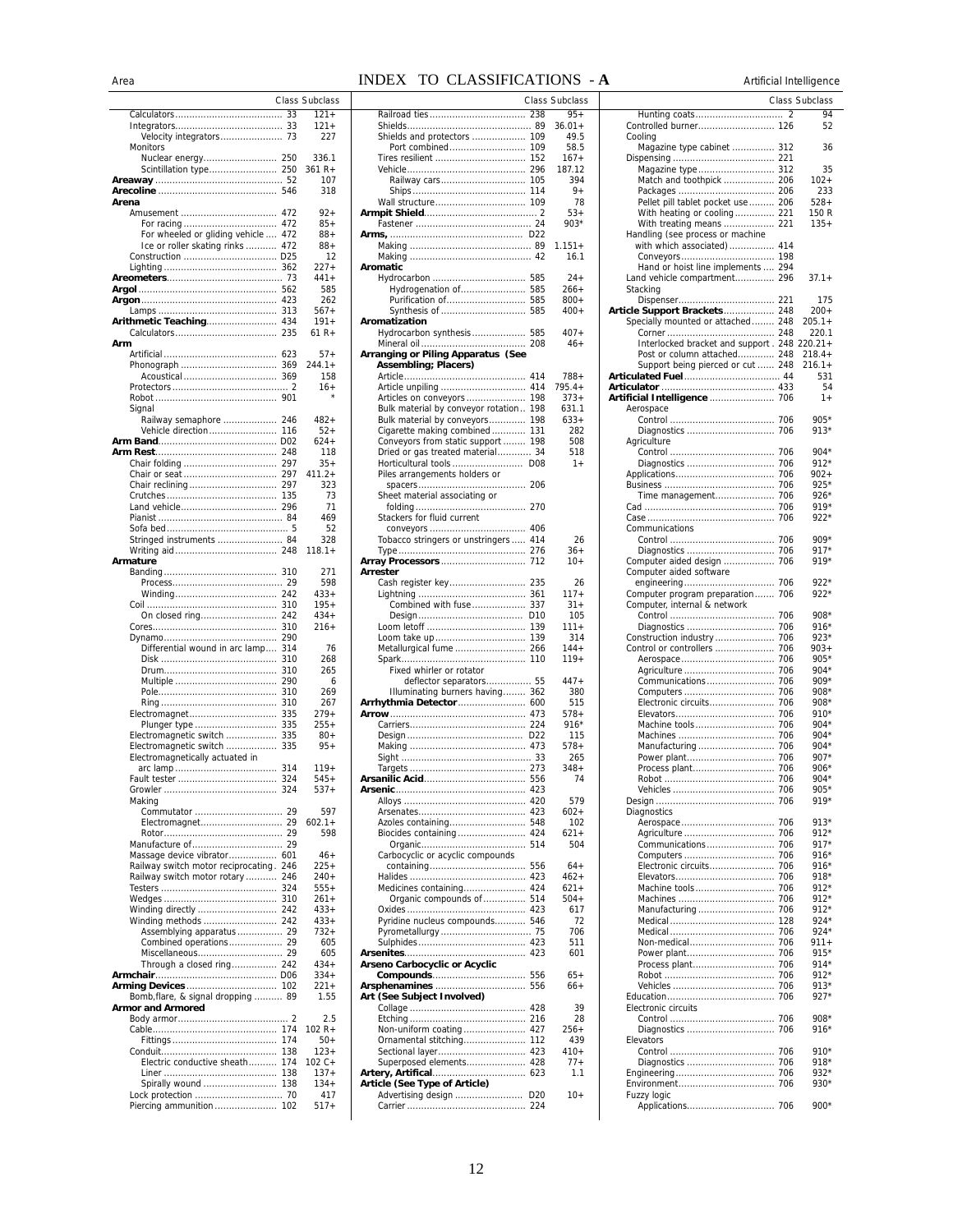# INDEX TO CLASSIFICATIONS - A

| Entry | Class | Subclass |
|---|---|---|
| Calculators | 33 | 121+ |
| Integrators | 33 | 121+ |
| Velocity integrators | 73 | 227 |
| Monitors | | |
| Nuclear energy | 250 | 336.1 |
| Scintillation type | 250 | 361 R+ |
| **Areaway** | 52 | 107 |
| **Arecoline** | 546 | 318 |
| **Arena** | | |
| Amusement | 472 | 92+ |
| For racing | 472 | 85+ |
| For wheeled or gliding vehicle | 472 | 88+ |
| Ice or roller skating rinks | 472 | 88+ |
| Construction | D25 | 12 |
| Lighting | 362 | 227+ |
| **Areometers** | 73 | 441+ |
| **Argol** | 562 | 585 |
| **Argon** | 423 | 262 |
| Lamps | 313 | 567+ |
| **Arithmetic Teaching** | 434 | 191+ |
| Calculators | 235 | 61 R+ |
| **Arm** | | |
| Artificial | 623 | 57+ |
| Phonograph | 369 | 244.1+ |
| Acoustical | 369 | 158 |
| Protectors | 2 | 16+ |
| Robot | 901 | * |
| Signal | | |
| Railway semaphore | 246 | 482+ |
| Vehicle direction | 116 | 52+ |
| **Arm Band** | D02 | 624+ |
| **Arm Rest** | 248 | 118 |
| Chair folding | 297 | 35+ |
| Chair or seat | 297 | 411.2+ |
| Chair reclining | 297 | 323 |
| Crutches | 135 | 73 |
| Land vehicle | 296 | 71 |
| Pianist | 84 | 469 |
| Sofa bed | 5 | 52 |
| Stringed instruments | 84 | 328 |
| Writing aid | 248 | 118.1+ |
| **Armature** | | |
| Banding | 310 | 271 |
| Process | 29 | 598 |
| Winding | 242 | 433+ |
| Coil | 310 | 195+ |
| On closed ring | 242 | 434+ |
| Cores | 310 | 216+ |
| Dynamo | 290 | |
| Differential wound in arc lamp | 314 | 76 |
| Disk | 310 | 268 |
| Drum | 310 | 265 |
| Multiple | 290 | 6 |
| Pole | 310 | 269 |
| Ring | 310 | 267 |
| Electromagnet | 335 | 279+ |
| Plunger type | 335 | 255+ |
| Electromagnetic switch | 335 | 80+ |
| Electromagnetic switch | 335 | 95+ |
| Electromagnetically actuated in arc lamp | 314 | 119+ |
| Fault tester | 324 | 545+ |
| Growler | 324 | 537+ |
| Making | | |
| Commutator | 29 | 597 |
| Electromagnet | 29 | 602.1+ |
| Rotor | 29 | 598 |
| Manufacture of | 29 | |
| Massage device vibrator | 601 | 46+ |
| Railway switch motor reciprocating | 246 | 225+ |
| Railway switch motor rotary | 246 | 240+ |
| Testers | 324 | 555+ |
| Wedges | 310 | 261+ |
| Winding directly | 242 | 433+ |
| Winding methods | 242 | 433+ |
| Assemblying apparatus | 29 | 732+ |
| Combined operations | 29 | 605 |
| Miscellaneous | 29 | 605 |
| Through a closed ring | 242 | 434+ |
| **Armchair** | D06 | 334+ |
| **Arming Devices** | 102 | 221+ |
| Bomb,flare, & signal dropping | 89 | 1.55 |
| **Armor and Armored** | | |
| Body armor | 2 | 2.5 |
| Cable | 174 | 102 R+ |
| Fittings | 174 | 50+ |
| Conduit | 138 | 123+ |
| Electric conductive sheath | 174 | 102 C+ |
| Liner | 138 | 137+ |
| Spirally wound | 138 | 134+ |
| Lock protection | 70 | 417 |
| Piercing ammunition | 102 | 517+ |
| Railroad ties | 238 | 95+ |
| Shields | 89 | 36.01+ |
| Shields and protectors | 109 | 49.5 |
| Port combined | 109 | 58.5 |
| Tires resilient | 152 | 167+ |
| Vehicle | 296 | 187.12 |
| Railway cars | 105 | 394 |
| Ships | 114 | 9+ |
| Wall structure | 109 | 78 |
| **Armpit Shield** | 2 | 53+ |
| Fastener | 24 | 903* |
| **Arms,** | D22 | |
| Making | 89 | 1.151+ |
| Making | 42 | 16.1 |
| **Aromatic** | | |
| Hydrocarbon | 585 | 24+ |
| Hydrogenation of | 585 | 266+ |
| Purification of | 585 | 800+ |
| Synthesis of | 585 | 400+ |
| **Aromatization** | | |
| Hydrocarbon synthesis | 585 | 407+ |
| Mineral oil | 208 | 46+ |
| **Arranging or Piling Apparatus (See Assembling; Placers)** | | |
| Article | 414 | 788+ |
| Article unpiling | 414 | 795.4+ |
| Articles on conveyors | 198 | 373+ |
| Bulk material by conveyor rotation | 198 | 631.1 |
| Bulk material by conveyors | 198 | 633+ |
| Cigarette making combined | 131 | 282 |
| Conveyors from static support | 198 | 508 |
| Dried or gas treated material | 34 | 518 |
| Horticultural tools | D08 | 1+ |
| Piles arrangements holders or spacers | 206 | |
| Sheet material associating or folding | 270 | |
| Stackers for fluid current conveyors | 406 | |
| Tobacco stringers or unstringers | 414 | 26 |
| Type | 276 | 36+ |
| **Array Processors** | 712 | 10+ |
| **Arrester** | | |
| Cash register key | 235 | 26 |
| Lightning | 361 | 117+ |
| Combined with fuse | 337 | 31+ |
| Design | D10 | 105 |
| Loom letoff | 139 | 111+ |
| Loom take up | 139 | 314 |
| Metallurgical fume | 266 | 144+ |
| Spark | 110 | 119+ |
| Fixed whirler or rotator deflector separators | 55 | 447+ |
| Illuminating burners having | 362 | 380 |
| **Arrhythmia Detector** | 600 | 515 |
| **Arrow** | 473 | 578+ |
| Carriers | 224 | 916* |
| Design | D22 | 115 |
| Making | 473 | 578+ |
| Sight | 33 | 265 |
| Targets | 273 | 348+ |
| **Arsanilic Acid** | 556 | 74 |
| **Arsenic** | 423 | |
| Alloys | 420 | 579 |
| Arsenates | 423 | 602+ |
| Azoles containing | 548 | 102 |
| Biocides containing | 424 | 621+ |
| Organic | 514 | 504 |
| Carbocyclic or acyclic compounds containing | 556 | 64+ |
| Halides | 423 | 462+ |
| Medicines containing | 424 | 621+ |
| Organic compounds of | 514 | 504+ |
| Oxides | 423 | 617 |
| Pyridine nucleus compounds | 546 | 72 |
| Pyrometallurgy | 75 | 706 |
| Sulphides | 423 | 511 |
| **Arsenites** | 423 | 601 |
| **Arseno Carbocyclic or Acyclic Compounds** | 556 | 65+ |
| **Arsphenamines** | 556 | 66+ |
| **Art (See Subject Involved)** | | |
| Collage | 428 | 39 |
| Etching | 216 | 28 |
| Non-uniform coating | 427 | 256+ |
| Ornamental stitching | 112 | 439 |
| Sectional layer | 423 | 410+ |
| Superposed elements | 428 | 77+ |
| **Artery, Artifical** | 623 | 1.1 |
| **Article (See Type of Article)** | | |
| Advertising design | D20 | 10+ |
| Carrier | 224 | |
| Hunting coats | 2 | 94 |
| Controlled burner | 126 | 52 |
| Cooling | | |
| Magazine type cabinet | 312 | 36 |
| Dispensing | 221 | |
| Magazine type | 312 | 35 |
| Match and toothpick | 206 | 102+ |
| Packages | 206 | 233 |
| Pellet pill tablet pocket use | 206 | 528+ |
| With heating or cooling | 221 | 150 R |
| With treating means | 221 | 135+ |
| Handling (see process or machine with which associated) | 414 | |
| Conveyors | 198 | |
| Hand or hoist line implements | 294 | |
| Land vehicle compartment | 296 | 37.1+ |
| Stacking | | |
| Dispenser | 221 | 175 |
| **Article Support Brackets** | 248 | 200+ |
| Specially mounted or attached | 248 | 205.1+ |
| Corner | 248 | 220.1 |
| Interlocked bracket and support | 248 | 220.21+ |
| Post or column attached | 248 | 218.4+ |
| Support being pierced or cut | 248 | 216.1+ |
| **Articulated Fuel** | 44 | 531 |
| **Articulator** | 433 | 54 |
| **Artificial Intelligence** | 706 | 1+ |
| Aerospace | | |
| Control | 706 | 905* |
| Diagnostics | 706 | 913* |
| Agriculture | | |
| Control | 706 | 904* |
| Diagnostics | 706 | 912* |
| Applications | 706 | 902+ |
| Business | 706 | 925* |
| Time management | 706 | 926* |
| Cad | 706 | 919* |
| Case | 706 | 922* |
| Communications | | |
| Control | 706 | 909* |
| Diagnostics | 706 | 917* |
| Computer aided design | 706 | 919* |
| Computer aided software engineering | 706 | 922* |
| Computer program preparation | 706 | 922* |
| Computer, internal & network | | |
| Control | 706 | 908* |
| Diagnostics | 706 | 916* |
| Construction industry | 706 | 923* |
| Control or controllers | 706 | 903+ |
| Aerospace | 706 | 905* |
| Agriculture | 706 | 904* |
| Communications | 706 | 909* |
| Computers | 706 | 908* |
| Electronic circuits | 706 | 908* |
| Elevators | 706 | 910* |
| Machine tools | 706 | 904* |
| Machines | 706 | 904* |
| Manufacturing | 706 | 904* |
| Power plant | 706 | 907* |
| Process plant | 706 | 906* |
| Robot | 706 | 904* |
| Vehicles | 706 | 905* |
| Design | 706 | 919* |
| Diagnostics | | |
| Aerospace | 706 | 913* |
| Agriculture | 706 | 912* |
| Communications | 706 | 917* |
| Computers | 706 | 916* |
| Electronic circuits | 706 | 916* |
| Elevators | 706 | 918* |
| Machine tools | 706 | 912* |
| Machines | 706 | 912* |
| Manufacturing | 706 | 912* |
| Medical | 128 | 924* |
| Medical | 706 | 924* |
| Non-medical | 706 | 911+ |
| Power plant | 706 | 915* |
| Process plant | 706 | 914* |
| Robot | 706 | 912* |
| Vehicles | 706 | 913* |
| Education | 706 | 927* |
| Electronic circuits | | |
| Control | 706 | 908* |
| Diagnostics | 706 | 916* |
| Elevators | | |
| Control | 706 | 910* |
| Diagnostics | 706 | 918* |
| Engineering | 706 | 932* |
| Environment | 706 | 930* |
| Fuzzy logic | | |
| Applications | 706 | 900* |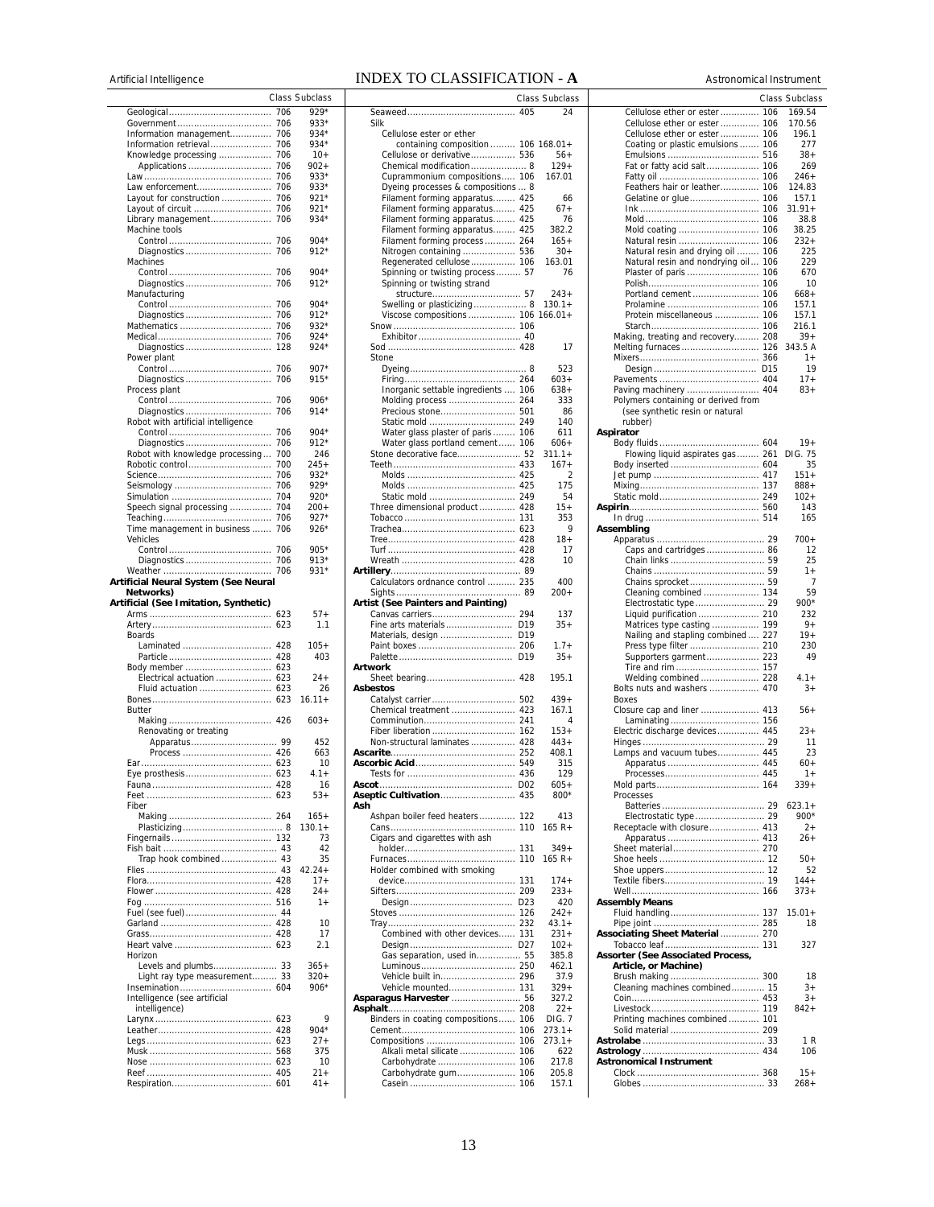# INDEX TO CLASSIFICATION - A

| | Class | Subclass |
|---|---|---|
| Geological | 706 | 929* |
| Government | 706 | 933* |
| Information management | 706 | 934* |
| Information retrieval | 706 | 934* |
| Knowledge processing | 706 | 10+ |
| Applications | 706 | 902+ |
| Law | 706 | 933* |
| Law enforcement | 706 | 933* |
| Layout for construction | 706 | 921* |
| Layout of circuit | 706 | 921* |
| Library management | 706 | 934* |
| Machine tools | | |
| Control | 706 | 904* |
| Diagnostics | 706 | 912* |
| Machines | | |
| Control | 706 | 904* |
| Diagnostics | 706 | 912* |
| Manufacturing | | |
| Control | 706 | 904* |
| Diagnostics | 706 | 912* |
| Mathematics | 706 | 932* |
| Medical | 706 | 924* |
| Diagnostics | 128 | 924* |
| Power plant | | |
| Control | 706 | 907* |
| Diagnostics | 706 | 915* |
| Process plant | | |
| Control | 706 | 906* |
| Diagnostics | 706 | 914* |
| Robot with artificial intelligence | | |
| Control | 706 | 904* |
| Diagnostics | 706 | 912* |
| Robot with knowledge processing | 700 | 246 |
| Robotic control | 700 | 245+ |
| Science | 706 | 932* |
| Seismology | 706 | 929* |
| Simulation | 704 | 920* |
| Speech signal processing | 704 | 200+ |
| Teaching | 706 | 927* |
| Time management in business | 706 | 926* |
| Vehicles | | |
| Control | 706 | 905* |
| Diagnostics | 706 | 913* |
| Weather | 706 | 931* |
| **Artificial Neural System (See Neural Networks)** | | |
| **Artificial (See Imitation, Synthetic)** | | |
| Arms | 623 | 57+ |
| Artery | 623 | 1.1 |
| Boards | | |
| Laminated | 428 | 105+ |
| Particle | 428 | 403 |
| Body member | 623 | |
| Electrical actuation | 623 | 24+ |
| Fluid actuation | 623 | 26 |
| Bones | 623 | 16.11+ |
| Butter | | |
| Making | 426 | 603+ |
| Renovating or treating | | |
| Apparatus | 99 | 452 |
| Process | 426 | 663 |
| Ear | 623 | 10 |
| Eye prosthesis | 623 | 4.1+ |
| Fauna | 428 | 16 |
| Feet | 623 | 53+ |
| Fiber | | |
| Making | 264 | 165+ |
| Plasticizing | 8 | 130.1+ |
| Fingernails | 132 | 73 |
| Fish bait | 43 | 42 |
| Trap hook combined | 43 | 35 |
| Flies | 43 | 42.24+ |
| Flora | 428 | 17+ |
| Flower | 428 | 24+ |
| Fog | 516 | 1+ |
| Fuel (see fuel) | 44 | |
| Garland | 428 | 10 |
| Grass | 428 | 17 |
| Heart valve | 623 | 2.1 |
| Horizon | | |
| Levels and plumbs | 33 | 365+ |
| Light ray type measurement | 33 | 320+ |
| Insemination | 604 | 906* |
| Intelligence (see artificial intelligence) | | |
| Larynx | 623 | 9 |
| Leather | 428 | 904* |
| Legs | 623 | 27+ |
| Musk | 568 | 375 |
| Nose | 623 | 10 |
| Reef | 405 | 21+ |
| Respiration | 601 | 41+ |
| Seaweed | 405 | 24 |
| Silk | | |
| Cellulose ester or ether containing composition | 106 | 168.01+ |
| Cellulose or derivative | 536 | 56+ |
| Chemical modification | 8 | 129+ |
| Cuprammonium compositions | 106 | 167.01 |
| Dyeing processes & compositions | 8 | |
| Filament forming apparatus | 425 | 66 |
| Filament forming apparatus | 425 | 67+ |
| Filament forming apparatus | 425 | 76 |
| Filament forming apparatus | 425 | 382.2 |
| Filament forming process | 264 | 165+ |
| Nitrogen containing | 536 | 30+ |
| Regenerated cellulose | 106 | 163.01 |
| Spinning or twisting process | 57 | 76 |
| Spinning or twisting strand structure | 57 | 243+ |
| Swelling or plasticizing | 8 | 130.1+ |
| Viscose compositions | 106 | 166.01+ |
| Snow | 106 | |
| Exhibitor | 40 | |
| Sod | 428 | 17 |
| Stone | | |
| Dyeing | 8 | 523 |
| Firing | 264 | 603+ |
| Inorganic settable ingredients | 106 | 638+ |
| Molding process | 264 | 333 |
| Precious stone | 501 | 86 |
| Static mold | 249 | 140 |
| Water glass plaster of paris | 106 | 611 |
| Water glass portland cement | 106 | 606+ |
| Stone decorative face | 52 | 311.1+ |
| Teeth | 433 | 167+ |
| Molds | 425 | 2 |
| Molds | 425 | 175 |
| Static mold | 249 | 54 |
| Three dimensional product | 428 | 15+ |
| Tobacco | 131 | 353 |
| Trachea | 623 | 9 |
| Tree | 428 | 18+ |
| Turf | 428 | 17 |
| Wreath | 428 | 10 |
| **Artillery** | 89 | |
| Calculators ordnance control | 235 | 400 |
| Sights | 89 | 200+ |
| **Artist (See Painters and Painting)** | | |
| Canvas carriers | 294 | 137 |
| Fine arts materials | D19 | 35+ |
| Materials, design | D19 | |
| Paint boxes | 206 | 1.7+ |
| Palette | D19 | 35+ |
| **Artwork** | | |
| Sheet bearing | 428 | 195.1 |
| **Asbestos** | | |
| Catalyst carrier | 502 | 439+ |
| Chemical treatment | 423 | 167.1 |
| Comminution | 241 | 4 |
| Fiber liberation | 162 | 153+ |
| Non-structural laminates | 428 | 443+ |
| **Ascarite** | 252 | 408.1 |
| **Ascorbic Acid** | 549 | 315 |
| Tests for | 436 | 129 |
| **Ascot** | D02 | 605+ |
| **Aseptic Cultivation** | 435 | 800* |
| **Ash** | | |
| Ashpan boiler feed heaters | 122 | 413 |
| Cans | 110 | 165 R+ |
| Cigars and cigarettes with ash holder | 131 | 349+ |
| Furnaces | 110 | 165 R+ |
| Holder combined with smoking device | 131 | 174+ |
| Sifters | 209 | 233+ |
| Design | D23 | 420 |
| Stoves | 126 | 242+ |
| Tray | 232 | 43.1+ |
| Combined with other devices | 131 | 231+ |
| Design | D27 | 102+ |
| Gas separation, used in | 55 | 385.8 |
| Luminous | 250 | 462.1 |
| Vehicle built in | 296 | 37.9 |
| Vehicle mounted | 131 | 329+ |
| **Asparagus Harvester** | 56 | 327.2 |
| **Asphalt** | 208 | 22+ |
| Binders in coating compositions | 106 | DIG. 7 |
| Cement | 106 | 273.1+ |
| Compositions | 106 | 273.1+ |
| Alkali metal silicate | 106 | 622 |
| Carbohydrate | 106 | 217.8 |
| Carbohydrate gum | 106 | 205.8 |
| Casein | 106 | 157.1 |
| Cellulose ether or ester | 106 | 169.54 |
| Cellulose ether or ester | 106 | 170.56 |
| Cellulose ether or ester | 106 | 196.1 |
| Coating or plastic emulsions | 106 | 277 |
| Emulsions | 516 | 38+ |
| Fat or fatty acid salt | 106 | 269 |
| Fatty oil | 106 | 246+ |
| Feathers hair or leather | 106 | 124.83 |
| Gelatine or glue | 106 | 157.1 |
| Ink | 106 | 31.91+ |
| Mold | 106 | 38.8 |
| Mold coating | 106 | 38.25 |
| Natural resin | 106 | 232+ |
| Natural resin and drying oil | 106 | 225 |
| Natural resin and nondrying oil | 106 | 229 |
| Plaster of paris | 106 | 670 |
| Polish | 106 | 10 |
| Portland cement | 106 | 668+ |
| Prolamine | 106 | 157.1 |
| Protein miscellaneous | 106 | 157.1 |
| Starch | 106 | 216.1 |
| Making, treating and recovery | 208 | 39+ |
| Melting furnaces | 126 | 343.5 A |
| Mixers | 366 | 1+ |
| Design | D15 | 19 |
| Pavements | 404 | 17+ |
| Paving machinery | 404 | 83+ |
| Polymers containing or derived from (see synthetic resin or natural rubber) | | |
| **Aspirator** | | |
| Body fluids | 604 | 19+ |
| Flowing liquid aspirates gas | 261 | DIG. 75 |
| Body inserted | 604 | 35 |
| Jet pump | 417 | 151+ |
| Mixing | 137 | 888+ |
| Static mold | 249 | 102+ |
| **Aspirin** | 560 | 143 |
| In drug | 514 | 165 |
| **Assembling** | | |
| Apparatus | 29 | 700+ |
| Caps and cartridges | 86 | 12 |
| Chain links | 59 | 25 |
| Chains | 59 | 1+ |
| Chains sprocket | 59 | 7 |
| Cleaning combined | 134 | 59 |
| Electrostatic type | 29 | 900* |
| Liquid purification | 210 | 232 |
| Matrices type casting | 199 | 9+ |
| Nailing and stapling combined | 227 | 19+ |
| Press type filter | 210 | 230 |
| Supporters garment | 223 | 49 |
| Tire and rim | 157 | |
| Welding combined | 228 | 4.1+ |
| Bolts nuts and washers | 470 | 3+ |
| Boxes | | |
| Closure cap and liner | 413 | 56+ |
| Laminating | 156 | |
| Electric discharge devices | 445 | 23+ |
| Hinges | 29 | 11 |
| Lamps and vacuum tubes | 445 | 23 |
| Apparatus | 445 | 60+ |
| Processes | 445 | 1+ |
| Mold parts | 164 | 339+ |
| Processes | | |
| Batteries | 29 | 623.1+ |
| Electrostatic type | 29 | 900* |
| Receptacle with closure | 413 | 2+ |
| Apparatus | 413 | 26+ |
| Sheet material | 270 | |
| Shoe heels | 12 | 50+ |
| Shoe uppers | 12 | 52 |
| Textile fibers | 19 | 144+ |
| Well | 166 | 373+ |
| **Assembly Means** | | |
| Fluid handling | 137 | 15.01+ |
| Pipe joint | 285 | 18 |
| **Associating Sheet Material** | 270 | |
| Tobacco leaf | 131 | 327 |
| **Assorter (See Associated Process, Article, or Machine)** | | |
| Brush making | 300 | 18 |
| Cleaning machines combined | 15 | 3+ |
| Coin | 453 | 3+ |
| Livestock | 119 | 842+ |
| Printing machines combined | 101 | |
| Solid material | 209 | |
| **Astrolabe** | 33 | 1 R |
| **Astrology** | 434 | 106 |
| **Astronomical Instrument** | | |
| Clock | 368 | 15+ |
| Globes | 33 | 268+ |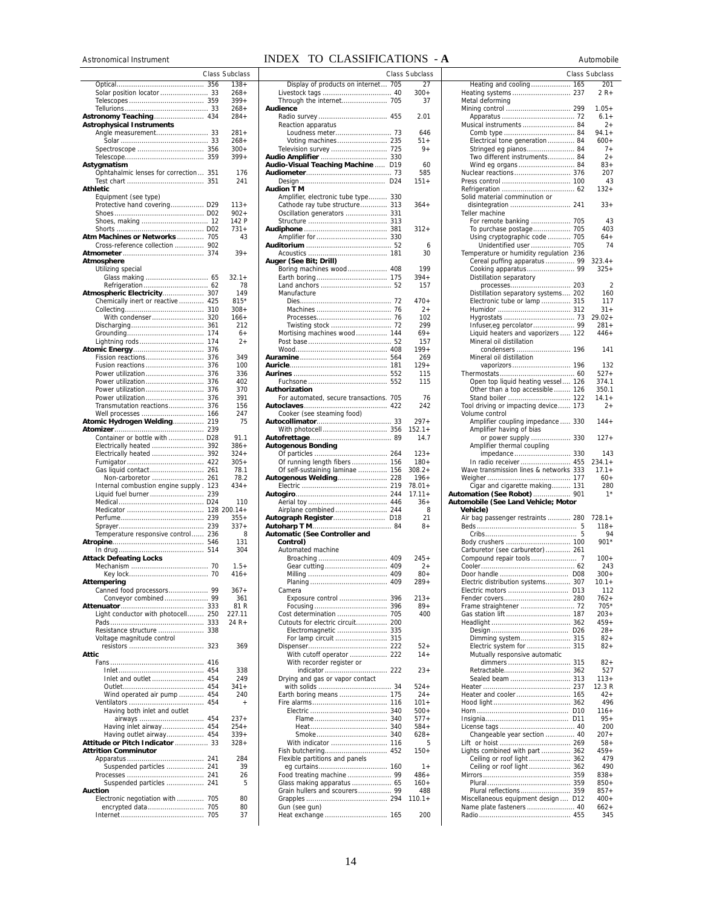# INDEX TO CLASSIFICATIONS - A

| | Class | Subclass |
|---|---|---|
| Optical | 356 | 138+ |
| Solar position locator | 33 | 268+ |
| Telescopes | 359 | 399+ |
| Tellurions | 33 | 268+ |
| **Astronomy Teaching** | 434 | 284+ |
| **Astrophysical Instruments** | | |
| Angle measurement | 33 | 281+ |
| Solar | 33 | 268+ |
| Spectroscope | 356 | 300+ |
| Telescope | 359 | 399+ |
| **Astygmatism** | | |
| Ophtahalmic lenses for correction | 351 | 176 |
| Test chart | 351 | 241 |
| **Athletic** | | |
| Equipment (see type) | | |
| Protective hand covering | D29 | 113+ |
| Shoes | D02 | 902+ |
| Shoes, making | 12 | 142 P |
| Shorts | D02 | 731+ |
| **Atm Machines or Networks** | 705 | 43 |
| Cross-reference collection | 902 | |
| **Atmometer** | 374 | 39+ |
| **Atmosphere** | | |
| Utilizing special | | |
| Glass making | 65 | 32.1+ |
| Refrigeration | 62 | 78 |
| **Atmospheric Electricity** | 307 | 149 |
| Chemically inert or reactive | 425 | 815* |
| Collecting | 310 | 308+ |
| With condenser | 320 | 166+ |
| Discharging | 361 | 212 |
| Grounding | 174 | 6+ |
| Lightning rods | 174 | 2+ |
| **Atomic Energy** | 376 | |
| Fission reactions | 376 | 349 |
| Fusion reactions | 376 | 100 |
| Power utilization | 376 | 336 |
| Power utilization | 376 | 402 |
| Power utilization | 376 | 370 |
| Power utilization | 376 | 391 |
| Transmutation reactions | 376 | 156 |
| Well processes | 166 | 247 |
| **Atomic Hydrogen Welding** | 219 | 75 |
| **Atomizer** | 239 | |
| Container or bottle with | D28 | 91.1 |
| Electrically heated | 392 | 386+ |
| Electrically heated | 392 | 324+ |
| Fumigator | 422 | 305+ |
| Gas liquid contact | 261 | 78.1 |
| Non-carboretor | 261 | 78.2 |
| Internal combustion engine supply | 123 | 434+ |
| Liquid fuel burner | 239 | |
| Medical | D24 | 110 |
| Medicator | 128 | 200.14+ |
| Perfume | 239 | 355+ |
| Sprayer | 239 | 337+ |
| Temperature responsive control | 236 | 8 |
| **Atropine** | 546 | 131 |
| In drug | 514 | 304 |
| **Attack Defeating Locks** | | |
| Mechanism | 70 | 1.5+ |
| Key lock | 70 | 416+ |
| **Attempering** | | |
| Canned food processors | 99 | 367+ |
| Conveyor combined | 99 | 361 |
| **Attenuator** | 333 | 81 R |
| Light conductor with photocell | 250 | 227.11 |
| Pads | 333 | 24 R+ |
| Resistance structure | 338 | |
| Voltage magnitude control resistors | 323 | 369 |
| **Attic** | | |
| Fans | 416 | |
| Inlet | 454 | 338 |
| Inlet and outlet | 454 | 249 |
| Outlet | 454 | 341+ |
| Wind operated air pump | 454 | 240 |
| Ventilators | 454 | + |
| Having both inlet and outlet airways | 454 | 237+ |
| Having inlet airway | 454 | 254+ |
| Having outlet airway | 454 | 339+ |
| **Attitude or Pitch Indicator** | 33 | 328+ |
| **Attrition Comminutor** | | |
| Apparatus | 241 | 284 |
| Suspended particles | 241 | 39 |
| Processes | 241 | 26 |
| Suspended particles | 241 | 5 |
| **Auction** | | |
| Electronic negotiation with | 705 | 80 |
| encrypted data | 705 | 80 |
| Internet | 705 | 37 |
| Display of products on internet | 705 | 27 |
| Livestock tags | 40 | 300+ |
| Through the internet | 705 | 37 |
| **Audience** | | |
| Radio survey | 455 | 2.01 |
| Reaction apparatus | | |
| Loudness meter | 73 | 646 |
| Voting machines | 235 | 51+ |
| Television survey | 725 | 9+ |
| **Audio Amplifier** | 330 | |
| **Audio-Visual Teaching Machine** | D19 | 60 |
| **Audiometer** | 73 | 585 |
| Design | D24 | 151+ |
| **Audion T M** | | |
| Amplifier, electronic tube type | 330 | |
| Cathode ray tube structure | 313 | 364+ |
| Oscillation generators | 331 | |
| Structure | 313 | |
| **Audiphone** | 381 | 312+ |
| Amplifier for | 330 | |
| **Auditorium** | 52 | 6 |
| Acoustics | 181 | 30 |
| **Auger (See Bit; Drill)** | | |
| Boring machines wood | 408 | 199 |
| Earth boring | 175 | 394+ |
| Land anchors | 52 | 157 |
| Manufacture | | |
| Dies | 72 | 470+ |
| Machines | 76 | 2+ |
| Processes | 76 | 102 |
| Twisting stock | 72 | 299 |
| Mortising machines wood | 144 | 69+ |
| Post base | 52 | 157 |
| Wood | 408 | 199+ |
| **Auramine** | 564 | 269 |
| **Auricle** | 181 | 129+ |
| **Aurines** | 552 | 115 |
| Fuchsone | 552 | 115 |
| **Authorization** | | |
| For automated, secure transactions | 705 | 76 |
| **Autoclaves** | 422 | 242 |
| Cooker (see steaming food) | | |
| **Autocollimator** | 33 | 297+ |
| With photocell | 356 | 152.1+ |
| **Autofrettage** | 89 | 14.7 |
| **Autogenous Bonding** | | |
| Of particles | 264 | 123+ |
| Of running length fibers | 156 | 180+ |
| Of self-sustaining laminae | 156 | 308.2+ |
| **Autogenous Welding** | 228 | 196+ |
| Electric | 219 | 78.01+ |
| **Autogiro** | 244 | 17.11+ |
| Aerial toy | 446 | 36+ |
| Airplane combined | 244 | 8 |
| **Autograph Register** | D18 | 21 |
| **Autoharp T M** | 84 | 8+ |
| **Automatic (See Controller and Control)** | | |
| Automated machine | | |
| Broaching | 409 | 245+ |
| Gear cutting | 409 | 2+ |
| Milling | 409 | 80+ |
| Planing | 409 | 289+ |
| Camera | | |
| Exposure control | 396 | 213+ |
| Focusing | 396 | 89+ |
| Cost determination | 705 | 400 |
| Cutouts for electric circuit | 200 | |
| Electromagnetic | 335 | |
| For lamp circuit | 315 | |
| Dispenser | 222 | 52+ |
| With cutoff operator | 222 | 14+ |
| With recorder register or indicator | 222 | 23+ |
| Drying and gas or vapor contact with solids | 34 | 524+ |
| Earth boring means | 175 | 24+ |
| Fire alarms | 116 | 101+ |
| Electric | 340 | 500+ |
| Flame | 340 | 577+ |
| Heat | 340 | 584+ |
| Smoke | 340 | 628+ |
| With indicator | 116 | 5 |
| Fish butchering | 452 | 150+ |
| Flexible partitions and panels eg curtains | 160 | 1+ |
| Food treating machine | 99 | 486+ |
| Glass making apparatus | 65 | 160+ |
| Grain hullers and scourers | 99 | 488 |
| Grapples | 294 | 110.1+ |
| Gun (see gun) | | |
| Heat exchange | 165 | 200 |
| Heating and cooling | 165 | 201 |
| Heating systems | 237 | 2 R+ |
| Metal deforming | | |
| Mining control | 299 | 1.05+ |
| Apparatus | 72 | 6.1+ |
| Musical instruments | 84 | 2+ |
| Comb type | 84 | 94.1+ |
| Electrical tone generation | 84 | 600+ |
| Stringed eg pianos | 84 | 7+ |
| Two different instruments | 84 | 2+ |
| Wind eg organs | 84 | 83+ |
| Nuclear reactions | 376 | 207 |
| Press control | 100 | 43 |
| Refrigeration | 62 | 132+ |
| Solid material comminution or disintegration | 241 | 33+ |
| Teller machine | | |
| For remote banking | 705 | 43 |
| To purchase postage | 705 | 403 |
| Using cryptographic code | 705 | 64+ |
| Unidentified user | 705 | 74 |
| Temperature or humidity regulation | 236 | |
| Cereal puffing apparatus | 99 | 323.4+ |
| Cooking apparatus | 99 | 325+ |
| Distillation separatory processes | 203 | 2 |
| Distillation separatory systems | 202 | 160 |
| Electronic tube or lamp | 315 | 117 |
| Humidor | 312 | 31+ |
| Hygrostats | 73 | 29.02+ |
| Infuser,eg percolator | 99 | 281+ |
| Liquid heaters and vaporizers | 122 | 446+ |
| Mineral oil distillation condensers | 196 | 141 |
| Mineral oil distillation vaporizors | 196 | 132 |
| Thermostats | 60 | 527+ |
| Open top liquid heating vessel | 126 | 374.1 |
| Other than a top accessible | 126 | 350.1 |
| Stand boiler | 122 | 14.1+ |
| Tool driving or impacting device | 173 | 2+ |
| Volume control | | |
| Amplifier coupling impedance | 330 | 144+ |
| Amplifier having of bias or power supply | 330 | 127+ |
| Amplifier thermal coupling impedance | 330 | 143 |
| In radio receiver | 455 | 234.1+ |
| Wave transmission lines & networks | 333 | 17.1+ |
| Weigher | 177 | 60+ |
| Cigar and cigarette making | 131 | 280 |
| **Automation (See Robot)** | 901 | 1* |
| **Automobile (See Land Vehicle; Motor Vehicle)** | | |
| Air bag passenger restraints | 280 | 728.1+ |
| Beds | 5 | 118+ |
| Cribs | 5 | 94 |
| Body crushers | 100 | 901* |
| Carburetor (see carburetor) | 261 | |
| Compound repair tools | 7 | 100+ |
| Cooler | 62 | 243 |
| Door handle | D08 | 300+ |
| Electric distribution systems | 307 | 10.1+ |
| Electric motors | D13 | 112 |
| Fender covers | 280 | 762+ |
| Frame straightener | 72 | 705* |
| Gas station lift | 187 | 203+ |
| Headlight | 362 | 459+ |
| Design | D26 | 28+ |
| Dimming system | 315 | 82+ |
| Electric system for | 315 | 82+ |
| Mutually responsive automatic dimmers | 315 | 82+ |
| Retractable | 362 | 527 |
| Sealed beam | 313 | 113+ |
| Heater | 237 | 12.3 R |
| Heater and cooler | 165 | 42+ |
| Hood light | 362 | 496 |
| Horn | D10 | 116+ |
| Insignia | D11 | 95+ |
| License tags | 40 | 200 |
| Changeable year section | 40 | 207+ |
| Lift or hoist | 269 | 58+ |
| Lights combined with part | 362 | 459+ |
| Ceiling or roof light | 362 | 479 |
| Ceiling or roof light | 362 | 490 |
| Mirrors | 359 | 838+ |
| Plural | 359 | 850+ |
| Plural reflections | 359 | 857+ |
| Miscellaneous equipment design | D12 | 400+ |
| Name plate fasteners | 40 | 662+ |
| Radio | 455 | 345 |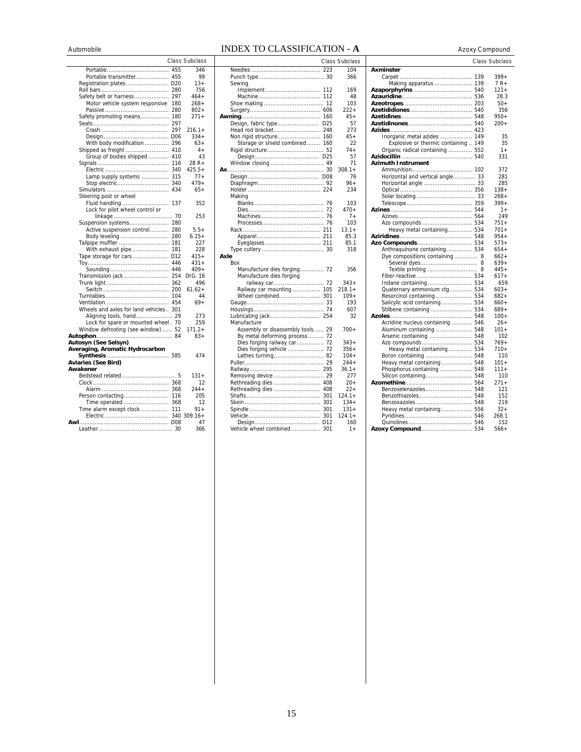# INDEX TO CLASSIFICATION - A

| | Class | Subclass |
|---|---|---|
| Portable | 455 | 346 |
| Portable transmitter | 455 | 99 |
| Registration plates | D20 | 13+ |
| Roll bars | 280 | 756 |
| Safety belt or harness | 297 | 464+ |
| Motor vehicle system responsive | 180 | 268+ |
| Passive | 280 | 802+ |
| Safety promoting means, | 180 | 271+ |
| Seats | 297 | |
| Crash | 297 | 216.1+ |
| Design | D06 | 334+ |
| With body modification | 296 | 63+ |
| Shipped as freight | 410 | 4+ |
| Group of bodies shipped | 410 | 43 |
| Signals | 116 | 28 R+ |
| Electric | 340 | 425.5+ |
| Lamp supply systems | 315 | 77+ |
| Stop electric | 340 | 479+ |
| Simulators | 434 | 65+ |
| Steering post or wheel | | |
| Fluid handling | 137 | 352 |
| Lock for pilot wheel control or linkage | 70 | 253 |
| Suspension systems | 280 | |
| Active suspension control | 280 | 5.5+ |
| Body leveling | 280 | 6.15+ |
| Tailpipe muffler | 181 | 227 |
| With exhaust pipe | 181 | 228 |
| Tape storage for cars | D12 | 415+ |
| Toy | 446 | 431+ |
| Sounding | 446 | 409+ |
| Transmission jack | 254 | DIG. 16 |
| Trunk light | 362 | 496 |
| Switch | 200 | 61.62+ |
| Turntables | 104 | 44 |
| Ventilation | 454 | 69+ |
| Wheels and axles for land vehicles | 301 | |
| Aligning tools, hand | 29 | 273 |
| Lock for spare or mounted wheel | 70 | 259 |
| Window defrosting (see window) | 52 | 171.2+ |
| **Autophon** | 84 | 83+ |
| **Autosyn (See Selsyn)** | | |
| **Averaging, Aromatic Hydrocarbon Synthesis** | 585 | 474 |
| **Aviaries (See Bird)** | | |
| **Awakener** | | |
| Bedstead related | 5 | 131+ |
| Clock | 368 | 12 |
| Alarm | 368 | 244+ |
| Person contacting | 116 | 205 |
| Time operated | 368 | 12 |
| Time alarm except clock | 111 | 91+ |
| Electric | 340 | 309.16+ |
| **Awl** | D08 | 47 |
| Leather | 30 | 366 |
| Needles | 223 | 104 |
| Punch type | 30 | 366 |
| Sewing | | |
| Implement | 112 | 169 |
| Machine | 112 | 48 |
| Shoe making | 12 | 103 |
| Surgery | 606 | 222+ |
| **Awning** | 160 | 45+ |
| Design, fabric type | D25 | 57 |
| Head rod bracket | 248 | 273 |
| Non rigid structure | 160 | 45+ |
| Storage or shield combined | 160 | 22 |
| Rigid structure | 52 | 74+ |
| Design | D25 | 57 |
| Window closing | 49 | 71 |
| **Ax** | 30 | 308.1+ |
| Design | D08 | 76 |
| Diaphragm | 92 | 96+ |
| Holder | 224 | 234 |
| Making | | |
| Blanks | 76 | 103 |
| Dies | 72 | 470+ |
| Machines | 76 | 7+ |
| Processes | 76 | 103 |
| Rack | 211 | 13.1+ |
| Apparel | 211 | 85.3 |
| Eyeglasses | 211 | 85.1 |
| Type cutlery | 30 | 318 |
| **Axle** | | |
| Box | | |
| Manufacture dies forging | 72 | 356 |
| Manufacture dies forging railway car | 72 | 343+ |
| Railway car mounting | 105 | 218.1+ |
| Wheel combined | 301 | 109+ |
| Gauge | 33 | 193 |
| Housings | 74 | 607 |
| Lubricating jack | 254 | 32 |
| Manufacture | | |
| Assembly or disassembly tools | 29 | 700+ |
| By metal deforming process | 72 | |
| Dies forging railway car | 72 | 343+ |
| Dies forging vehicle | 72 | 356+ |
| Lathes turning | 82 | 104+ |
| Puller | 29 | 244+ |
| Railway | 295 | 36.1+ |
| Removing device | 29 | 277 |
| Rethreading dies | 408 | 20+ |
| Rethreading dies | 408 | 22+ |
| Shafts | 301 | 124.1+ |
| Skein | 301 | 134+ |
| Spindle | 301 | 131+ |
| Vehicle | 301 | 124.1+ |
| Design | D12 | 160 |
| Vehicle wheel combined | 301 | 1+ |
| **Axminster** | | |
| Carpet | 139 | 399+ |
| Making apparatus | 139 | 7 R+ |
| **Azaporphyrins** | 540 | 121+ |
| **Azauridine** | 536 | 28.3 |
| **Azeotropes** | 203 | 50+ |
| **Azetidiones** | 540 | 356 |
| **Azetidines** | 548 | 950+ |
| **Azetidinones** | 540 | 200+ |
| **Azides** | 423 | |
| Inorganic metal azides | 149 | 35 |
| Explosive or thermic containing | 149 | 35 |
| Organic radical containing | 552 | 1+ |
| **Azidocillin** | 540 | 331 |
| **Azimuth Instrument** | | |
| Ammunition | 102 | 372 |
| Horizontal and vertical angle | 33 | 281 |
| Horizontal angle | 33 | 285 |
| Optical | 356 | 138+ |
| Solar locating | 33 | 268+ |
| Telescope | 359 | 399+ |
| **Azines** | 544 | 1+ |
| Azines | 564 | 249 |
| Azo compounds | 534 | 751+ |
| Heavy metal containing | 534 | 701+ |
| **Aziridines** | 548 | 954+ |
| **Azo Compounds** | 534 | 573+ |
| Anthraquinone containing | 534 | 654+ |
| Dye compositions containing | 8 | 662+ |
| Several dyes | 8 | 639+ |
| Textile printing | 8 | 445+ |
| Fiber-reactive | 534 | 617+ |
| Indane containing | 534 | 659 |
| Quaternary ammonium ctg | 534 | 603+ |
| Resorcinol containing | 534 | 682+ |
| Salicylic acid containing | 534 | 660+ |
| Stilbene containing | 534 | 689+ |
| **Azoles** | 548 | 100+ |
| Acridine nucleus containing | 546 | 26+ |
| Aluminum containing | 548 | 101+ |
| Arsenic containing | 548 | 102 |
| Azo compounds | 534 | 769+ |
| Heavy metal containing | 534 | 710+ |
| Boron containing | 548 | 110 |
| Heavy metal containing | 548 | 101+ |
| Phosphorus containing | 548 | 111+ |
| Silicon containing | 548 | 110 |
| **Azomethine** | 564 | 271+ |
| Benzoselenazoles | 548 | 121 |
| Benzothiazoles | 548 | 152 |
| Benzoxazoles | 548 | 219 |
| Heavy metal containing | 556 | 32+ |
| Pyridines | 546 | 268.1 |
| Quinolines | 546 | 152 |
| **Azoxy Compound** | 534 | 566+ |